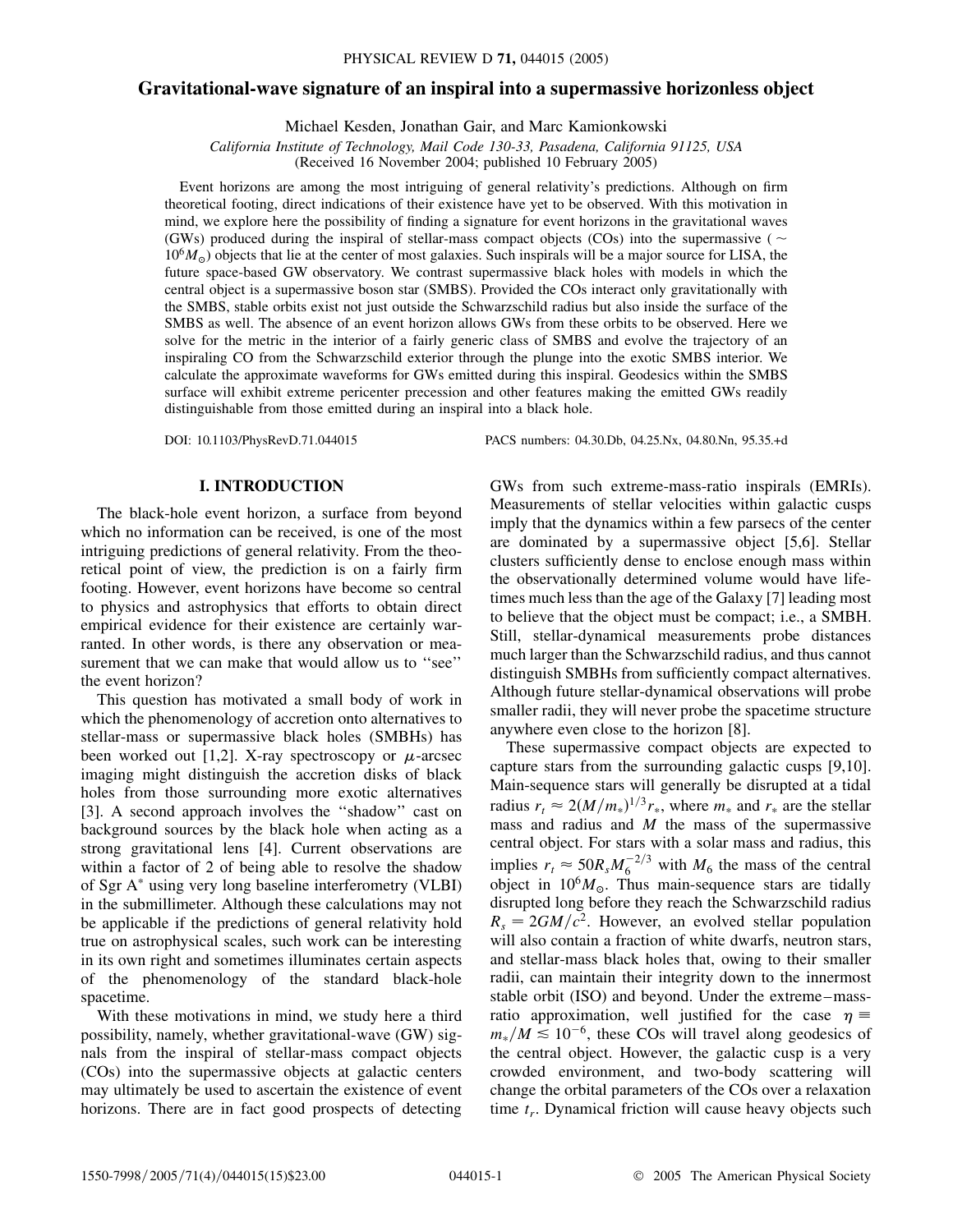# Gravitational-wave signature of an inspiral into a supermassive horizonless object

Michael Kesden, Jonathan Gair, and Marc Kamionkowski

*California Institute of Technology, Mail Code 130-33, Pasadena, California 91125, USA*

(Received 16 November 2004; published 10 February 2005)

Event horizons are among the most intriguing of general relativity's predictions. Although on firm theoretical footing, direct indications of their existence have yet to be observed. With this motivation in mind, we explore here the possibility of finding a signature for event horizons in the gravitational waves (GWs) produced during the inspiral of stellar-mass compact objects (COs) into the supermassive ($\sim 10^6 M_\odot$) objects that lie at the center of most galaxies. Such inspirals will be a major source for LISA, the future space-based GW observatory. We contrast supermassive black holes with models in which the central object is a supermassive boson star (SMBS). Provided the COs interact only gravitationally with the SMBS, stable orbits exist not just outside the Schwarzschild radius but also inside the surface of the SMBS as well. The absence of an event horizon allows GWs from these orbits to be observed. Here we solve for the metric in the interior of a fairly generic class of SMBS and evolve the trajectory of an inspiraling CO from the Schwarzschild exterior through the plunge into the exotic SMBS interior. We calculate the approximate waveforms for GWs emitted during this inspiral. Geodesics within the SMBS surface will exhibit extreme pericenter precession and other features making the emitted GWs readily distinguishable from those emitted during an inspiral into a black hole.

DOI: 10.1103/PhysRevD.71.044015 PACS numbers: 04.30.Db, 04.25.Nx, 04.80.Nn, 95.35.+d

## I. INTRODUCTION

The black-hole event horizon, a surface from beyond which no information can be received, is one of the most intriguing predictions of general relativity. From the theoretical point of view, the prediction is on a fairly firm footing. However, event horizons have become so central to physics and astrophysics that efforts to obtain direct empirical evidence for their existence are certainly warranted. In other words, is there any observation or measurement that we can make that would allow us to "see" the event horizon?

This question has motivated a small body of work in which the phenomenology of accretion onto alternatives to stellar-mass or supermassive black holes (SMBHs) has been worked out [1,2]. X-ray spectroscopy or $\mu$-arcsec imaging might distinguish the accretion disks of black holes from those surrounding more exotic alternatives [3]. A second approach involves the "shadow" cast on background sources by the black hole when acting as a strong gravitational lens [4]. Current observations are within a factor of 2 of being able to resolve the shadow of Sgr A* using very long baseline interferometry (VLBI) in the submillimeter. Although these calculations may not be applicable if the predictions of general relativity hold true on astrophysical scales, such work can be interesting in its own right and sometimes illuminates certain aspects of the phenomenology of the standard black-hole spacetime.

With these motivations in mind, we study here a third possibility, namely, whether gravitational-wave (GW) signals from the inspiral of stellar-mass compact objects (COs) into the supermassive objects at galactic centers may ultimately be used to ascertain the existence of event horizons. There are in fact good prospects of detecting GWs from such extreme-mass-ratio inspirals (EMRIs). Measurements of stellar velocities within galactic cusps imply that the dynamics within a few parsecs of the center are dominated by a supermassive object [5,6]. Stellar clusters sufficiently dense to enclose enough mass within the observationally determined volume would have lifetimes much less than the age of the Galaxy [7] leading most to believe that the object must be compact; i.e., a SMBH. Still, stellar-dynamical measurements probe distances much larger than the Schwarzschild radius, and thus cannot distinguish SMBHs from sufficiently compact alternatives. Although future stellar-dynamical observations will probe smaller radii, they will never probe the spacetime structure anywhere even close to the horizon [8].

These supermassive compact objects are expected to capture stars from the surrounding galactic cusps [9,10]. Main-sequence stars will generally be disrupted at a tidal radius $r_t \approx 2(M/m_*)^{1/3} r_*$, where $m_*$ and $r_*$ are the stellar mass and radius and $M$ the mass of the supermassive central object. For stars with a solar mass and radius, this implies $r_t \approx 50 R_s M_6^{-2/3}$ with $M_6$ the mass of the central object in $10^6 M_\odot$. Thus main-sequence stars are tidally disrupted long before they reach the Schwarzschild radius $R_s = 2GM/c^2$. However, an evolved stellar population will also contain a fraction of white dwarfs, neutron stars, and stellar-mass black holes that, owing to their smaller radii, can maintain their integrity down to the innermost stable orbit (ISO) and beyond. Under the extreme–mass-ratio approximation, well justified for the case $\eta \equiv m_*/M \lesssim 10^{-6}$, these COs will travel along geodesics of the central object. However, the galactic cusp is a very crowded environment, and two-body scattering will change the orbital parameters of the COs over a relaxation time $t_r$. Dynamical friction will cause heavy objects such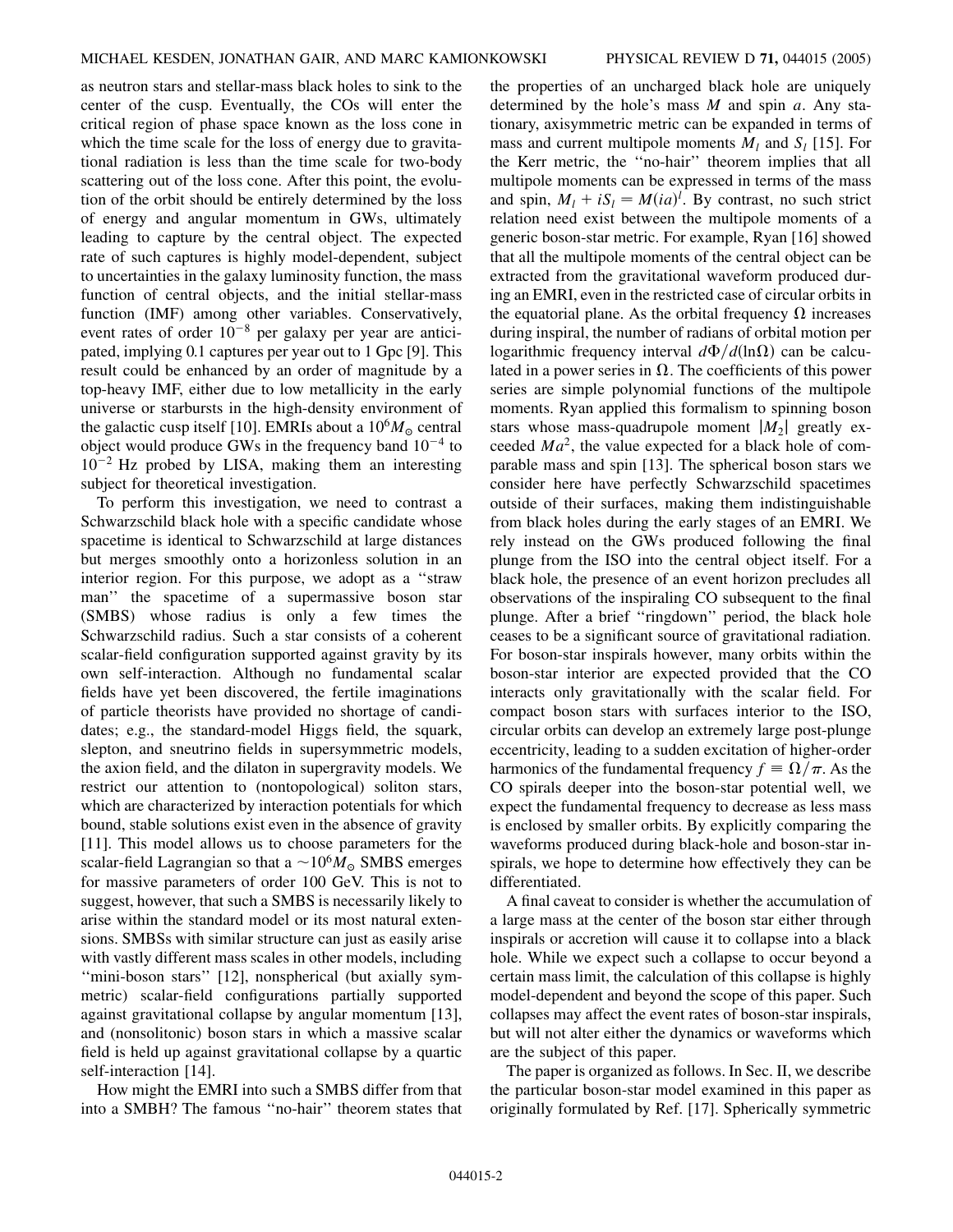as neutron stars and stellar-mass black holes to sink to the center of the cusp. Eventually, the COs will enter the critical region of phase space known as the loss cone in which the time scale for the loss of energy due to gravitational radiation is less than the time scale for two-body scattering out of the loss cone. After this point, the evolution of the orbit should be entirely determined by the loss of energy and angular momentum in GWs, ultimately leading to capture by the central object. The expected rate of such captures is highly model-dependent, subject to uncertainties in the galaxy luminosity function, the mass function of central objects, and the initial stellar-mass function (IMF) among other variables. Conservatively, event rates of order $10^{-8}$ per galaxy per year are anticipated, implying 0.1 captures per year out to 1 Gpc [9]. This result could be enhanced by an order of magnitude by a top-heavy IMF, either due to low metallicity in the early universe or starbursts in the high-density environment of the galactic cusp itself [10]. EMRIs about a $10^6 M_\odot$ central object would produce GWs in the frequency band $10^{-4}$ to $10^{-2}$ Hz probed by LISA, making them an interesting subject for theoretical investigation.

To perform this investigation, we need to contrast a Schwarzschild black hole with a specific candidate whose spacetime is identical to Schwarzschild at large distances but merges smoothly onto a horizonless solution in an interior region. For this purpose, we adopt as a "straw man" the spacetime of a supermassive boson star (SMBS) whose radius is only a few times the Schwarzschild radius. Such a star consists of a coherent scalar-field configuration supported against gravity by its own self-interaction. Although no fundamental scalar fields have yet been discovered, the fertile imaginations of particle theorists have provided no shortage of candidates; e.g., the standard-model Higgs field, the squark, slepton, and sneutrino fields in supersymmetric models, the axion field, and the dilaton in supergravity models. We restrict our attention to (nontopological) soliton stars, which are characterized by interaction potentials for which bound, stable solutions exist even in the absence of gravity [11]. This model allows us to choose parameters for the scalar-field Lagrangian so that a $\sim 10^6 M_\odot$ SMBS emerges for massive parameters of order 100 GeV. This is not to suggest, however, that such a SMBS is necessarily likely to arise within the standard model or its most natural extensions. SMBSs with similar structure can just as easily arise with vastly different mass scales in other models, including "mini-boson stars" [12], nonspherical (but axially symmetric) scalar-field configurations partially supported against gravitational collapse by angular momentum [13], and (nonsolitonic) boson stars in which a massive scalar field is held up against gravitational collapse by a quartic self-interaction [14].

How might the EMRI into such a SMBS differ from that into a SMBH? The famous "no-hair" theorem states that the properties of an uncharged black hole are uniquely determined by the hole's mass $M$ and spin $a$. Any stationary, axisymmetric metric can be expanded in terms of mass and current multipole moments $M_l$ and $S_l$ [15]. For the Kerr metric, the "no-hair" theorem implies that all multipole moments can be expressed in terms of the mass and spin, $M_l + iS_l = M(ia)^l$. By contrast, no such strict relation need exist between the multipole moments of a generic boson-star metric. For example, Ryan [16] showed that all the multipole moments of the central object can be extracted from the gravitational waveform produced during an EMRI, even in the restricted case of circular orbits in the equatorial plane. As the orbital frequency $\Omega$ increases during inspiral, the number of radians of orbital motion per logarithmic frequency interval $d\Phi/d(\ln\Omega)$ can be calculated in a power series in $\Omega$. The coefficients of this power series are simple polynomial functions of the multipole moments. Ryan applied this formalism to spinning boson stars whose mass-quadrupole moment $|M_2|$ greatly exceeded $Ma^2$, the value expected for a black hole of comparable mass and spin [13]. The spherical boson stars we consider here have perfectly Schwarzschild spacetimes outside of their surfaces, making them indistinguishable from black holes during the early stages of an EMRI. We rely instead on the GWs produced following the final plunge from the ISO into the central object itself. For a black hole, the presence of an event horizon precludes all observations of the inspiraling CO subsequent to the final plunge. After a brief "ringdown" period, the black hole ceases to be a significant source of gravitational radiation. For boson-star inspirals however, many orbits within the boson-star interior are expected provided that the CO interacts only gravitationally with the scalar field. For compact boson stars with surfaces interior to the ISO, circular orbits can develop an extremely large post-plunge eccentricity, leading to a sudden excitation of higher-order harmonics of the fundamental frequency $f \equiv \Omega/\pi$. As the CO spirals deeper into the boson-star potential well, we expect the fundamental frequency to decrease as less mass is enclosed by smaller orbits. By explicitly comparing the waveforms produced during black-hole and boson-star inspirals, we hope to determine how effectively they can be differentiated.

A final caveat to consider is whether the accumulation of a large mass at the center of the boson star either through inspirals or accretion will cause it to collapse into a black hole. While we expect such a collapse to occur beyond a certain mass limit, the calculation of this collapse is highly model-dependent and beyond the scope of this paper. Such collapses may affect the event rates of boson-star inspirals, but will not alter either the dynamics or waveforms which are the subject of this paper.

The paper is organized as follows. In Sec. II, we describe the particular boson-star model examined in this paper as originally formulated by Ref. [17]. Spherically symmetric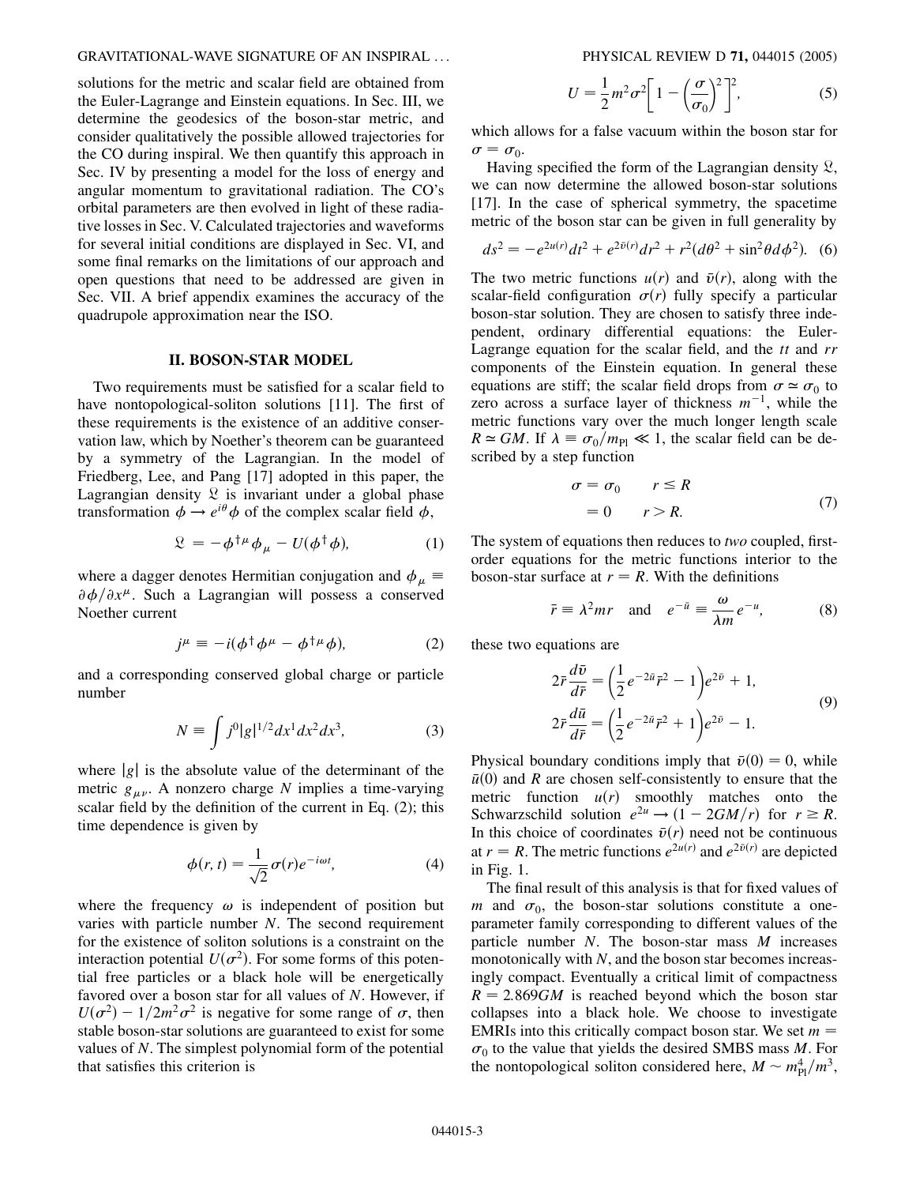solutions for the metric and scalar field are obtained from the Euler-Lagrange and Einstein equations. In Sec. III, we determine the geodesics of the boson-star metric, and consider qualitatively the possible allowed trajectories for the CO during inspiral. We then quantify this approach in Sec. IV by presenting a model for the loss of energy and angular momentum to gravitational radiation. The CO's orbital parameters are then evolved in light of these radiative losses in Sec. V. Calculated trajectories and waveforms for several initial conditions are displayed in Sec. VI, and some final remarks on the limitations of our approach and open questions that need to be addressed are given in Sec. VII. A brief appendix examines the accuracy of the quadrupole approximation near the ISO.

## II. BOSON-STAR MODEL

Two requirements must be satisfied for a scalar field to have nontopological-soliton solutions [11]. The first of these requirements is the existence of an additive conservation law, which by Noether's theorem can be guaranteed by a symmetry of the Lagrangian. In the model of Friedberg, Lee, and Pang [17] adopted in this paper, the Lagrangian density $\mathfrak{L}$ is invariant under a global phase transformation $\phi \rightarrow e^{i\theta}\phi$ of the complex scalar field $\phi$,

$$\mathfrak{L} = -\phi^{\dagger\mu}\phi_\mu - U(\phi^\dagger\phi), \tag{1}$$

where a dagger denotes Hermitian conjugation and $\phi_\mu \equiv \partial\phi/\partial x^\mu$. Such a Lagrangian will possess a conserved Noether current

$$j^\mu \equiv -i(\phi^\dagger\phi^\mu - \phi^{\dagger\mu}\phi), \tag{2}$$

and a corresponding conserved global charge or particle number

$$N \equiv \int j^0|g|^{1/2}dx^1dx^2dx^3, \tag{3}$$

where $|g|$ is the absolute value of the determinant of the metric $g_{\mu\nu}$. A nonzero charge $N$ implies a time-varying scalar field by the definition of the current in Eq. (2); this time dependence is given by

$$\phi(r,t) = \frac{1}{\sqrt{2}}\sigma(r)e^{-i\omega t}, \tag{4}$$

where the frequency $\omega$ is independent of position but varies with particle number $N$. The second requirement for the existence of soliton solutions is a constraint on the interaction potential $U(\sigma^2)$. For some forms of this potential free particles or a black hole will be energetically favored over a boson star for all values of $N$. However, if $U(\sigma^2) - 1/2m^2\sigma^2$ is negative for some range of $\sigma$, then stable boson-star solutions are guaranteed to exist for some values of $N$. The simplest polynomial form of the potential that satisfies this criterion is

$$U = \frac{1}{2}m^2\sigma^2\left[1 - \left(\frac{\sigma}{\sigma_0}\right)^2\right]^2, \tag{5}$$

which allows for a false vacuum within the boson star for $\sigma = \sigma_0$.

Having specified the form of the Lagrangian density $\mathfrak{L}$, we can now determine the allowed boson-star solutions [17]. In the case of spherical symmetry, the spacetime metric of the boson star can be given in full generality by

$$ds^2 = -e^{2u(r)}dt^2 + e^{2\bar{v}(r)}dr^2 + r^2(d\theta^2 + \sin^2\theta d\phi^2). \tag{6}$$

The two metric functions $u(r)$ and $\bar{v}(r)$, along with the scalar-field configuration $\sigma(r)$ fully specify a particular boson-star solution. They are chosen to satisfy three independent, ordinary differential equations: the Euler-Lagrange equation for the scalar field, and the $tt$ and $rr$ components of the Einstein equation. In general these equations are stiff; the scalar field drops from $\sigma \simeq \sigma_0$ to zero across a surface layer of thickness $m^{-1}$, while the metric functions vary over the much longer length scale $R \simeq GM$. If $\lambda \equiv \sigma_0/m_{\rm Pl} \ll 1$, the scalar field can be described by a step function

$$\begin{aligned} \sigma &= \sigma_0 \qquad r \leq R \\ &= 0 \qquad r > R. \end{aligned} \tag{7}$$

The system of equations then reduces to *two* coupled, first-order equations for the metric functions interior to the boson-star surface at $r = R$. With the definitions

$$\bar{r} \equiv \lambda^2 mr \quad \text{and} \quad e^{-\bar{u}} \equiv \frac{\omega}{\lambda m}e^{-u}, \tag{8}$$

these two equations are

$$\begin{aligned} 2\bar{r}\frac{d\bar{v}}{d\bar{r}} &= \left(\frac{1}{2}e^{-2\bar{u}}\bar{r}^2 - 1\right)e^{2\bar{v}} + 1, \\ 2\bar{r}\frac{d\bar{u}}{d\bar{r}} &= \left(\frac{1}{2}e^{-2\bar{u}}\bar{r}^2 + 1\right)e^{2\bar{v}} - 1. \end{aligned} \tag{9}$$

Physical boundary conditions imply that $\bar{v}(0) = 0$, while $\bar{u}(0)$ and $R$ are chosen self-consistently to ensure that the metric function $u(r)$ smoothly matches onto the Schwarzschild solution $e^{2u} \rightarrow (1 - 2GM/r)$ for $r \geq R$. In this choice of coordinates $\bar{v}(r)$ need not be continuous at $r = R$. The metric functions $e^{2u(r)}$ and $e^{2\bar{v}(r)}$ are depicted in Fig. 1.

The final result of this analysis is that for fixed values of $m$ and $\sigma_0$, the boson-star solutions constitute a one-parameter family corresponding to different values of the particle number $N$. The boson-star mass $M$ increases monotonically with $N$, and the boson star becomes increasingly compact. Eventually a critical limit of compactness $R = 2.869GM$ is reached beyond which the boson star collapses into a black hole. We choose to investigate EMRIs into this critically compact boson star. We set $m = \sigma_0$ to the value that yields the desired SMBS mass $M$. For the nontopological soliton considered here, $M \sim m_{\rm Pl}^4/m^3$,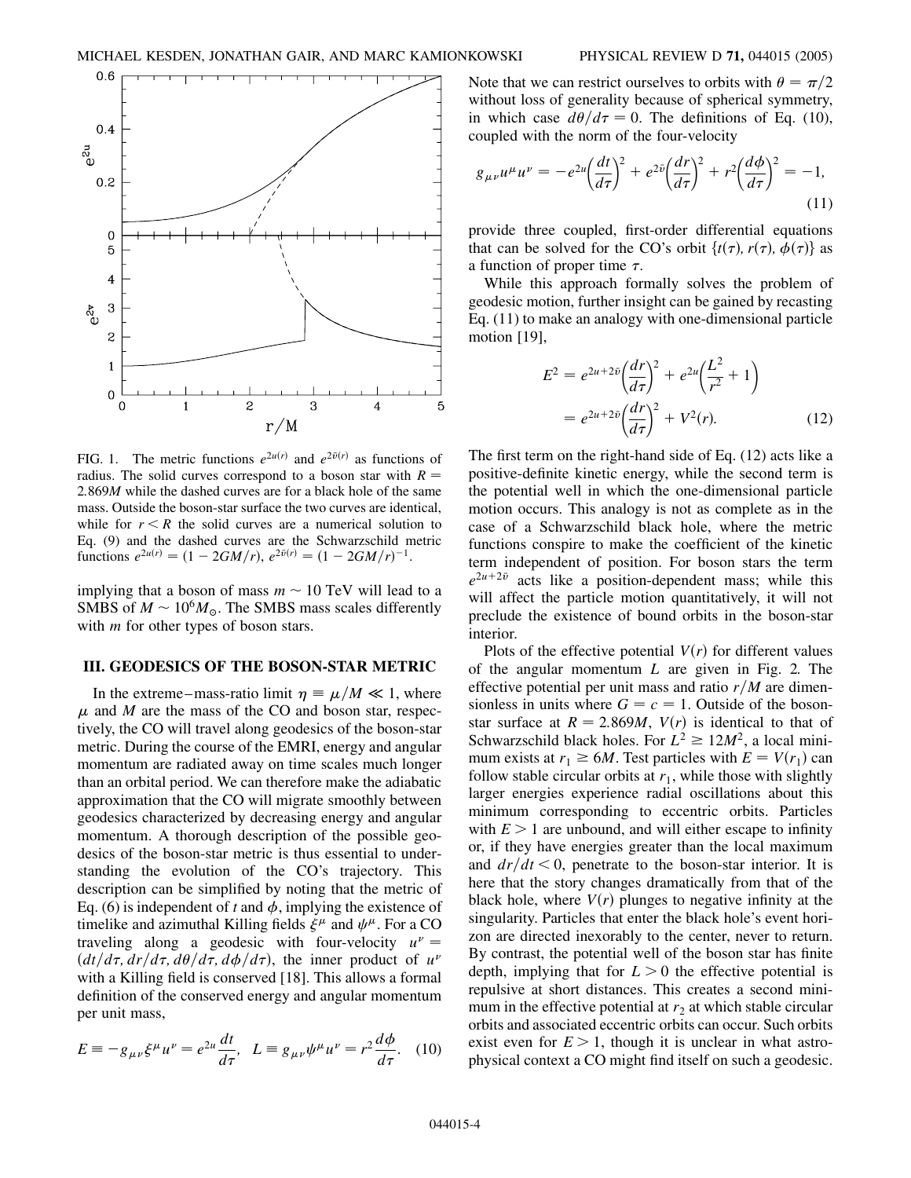FIG. 1. The metric functions $e^{2u(r)}$ and $e^{2\tilde{v}(r)}$ as functions of radius. The solid curves correspond to a boson star with $R = 2.869M$ while the dashed curves are for a black hole of the same mass. Outside the boson-star surface the two curves are identical, while for $r < R$ the solid curves are a numerical solution to Eq. (9) and the dashed curves are the Schwarzschild metric functions $e^{2u(r)} = (1 - 2GM/r)$, $e^{2\tilde{v}(r)} = (1 - 2GM/r)^{-1}$.

implying that a boson of mass $m \sim 10$ TeV will lead to a SMBS of $M \sim 10^6 M_\odot$. The SMBS mass scales differently with $m$ for other types of boson stars.

## III. GEODESICS OF THE BOSON-STAR METRIC

In the extreme–mass-ratio limit $\eta \equiv \mu/M \ll 1$, where $\mu$ and $M$ are the mass of the CO and boson star, respectively, the CO will travel along geodesics of the boson-star metric. During the course of the EMRI, energy and angular momentum are radiated away on time scales much longer than an orbital period. We can therefore make the adiabatic approximation that the CO will migrate smoothly between geodesics characterized by decreasing energy and angular momentum. A thorough description of the possible geodesics of the boson-star metric is thus essential to understanding the evolution of the CO's trajectory. This description can be simplified by noting that the metric of Eq. (6) is independent of $t$ and $\phi$, implying the existence of timelike and azimuthal Killing fields $\xi^\mu$ and $\psi^\mu$. For a CO traveling along a geodesic with four-velocity $u^\nu = (dt/d\tau, dr/d\tau, d\theta/d\tau, d\phi/d\tau)$, the inner product of $u^\nu$ with a Killing field is conserved [18]. This allows a formal definition of the conserved energy and angular momentum per unit mass,

$$E \equiv -g_{\mu\nu}\xi^\mu u^\nu = e^{2u}\frac{dt}{d\tau}, \quad L \equiv g_{\mu\nu}\psi^\mu u^\nu = r^2\frac{d\phi}{d\tau}. \quad (10)$$

Note that we can restrict ourselves to orbits with $\theta = \pi/2$ without loss of generality because of spherical symmetry, in which case $d\theta/d\tau = 0$. The definitions of Eq. (10), coupled with the norm of the four-velocity

$$g_{\mu\nu}u^\mu u^\nu = -e^{2u}\left(\frac{dt}{d\tau}\right)^2 + e^{2\tilde{v}}\left(\frac{dr}{d\tau}\right)^2 + r^2\left(\frac{d\phi}{d\tau}\right)^2 = -1, \quad (11)$$

provide three coupled, first-order differential equations that can be solved for the CO's orbit $\{t(\tau), r(\tau), \phi(\tau)\}$ as a function of proper time $\tau$.

While this approach formally solves the problem of geodesic motion, further insight can be gained by recasting Eq. (11) to make an analogy with one-dimensional particle motion [19],

$$\begin{aligned} E^2 &= e^{2u+2\tilde{v}}\left(\frac{dr}{d\tau}\right)^2 + e^{2u}\left(\frac{L^2}{r^2} + 1\right) \\ &= e^{2u+2\tilde{v}}\left(\frac{dr}{d\tau}\right)^2 + V^2(r). \end{aligned} \quad (12)$$

The first term on the right-hand side of Eq. (12) acts like a positive-definite kinetic energy, while the second term is the potential well in which the one-dimensional particle motion occurs. This analogy is not as complete as in the case of a Schwarzschild black hole, where the metric functions conspire to make the coefficient of the kinetic term independent of position. For boson stars the term $e^{2u+2\tilde{v}}$ acts like a position-dependent mass; while this will affect the particle motion quantitatively, it will not preclude the existence of bound orbits in the boson-star interior.

Plots of the effective potential $V(r)$ for different values of the angular momentum $L$ are given in Fig. 2. The effective potential per unit mass and ratio $r/M$ are dimensionless in units where $G = c = 1$. Outside of the boson-star surface at $R = 2.869M$, $V(r)$ is identical to that of Schwarzschild black holes. For $L^2 \geq 12M^2$, a local minimum exists at $r_1 \geq 6M$. Test particles with $E = V(r_1)$ can follow stable circular orbits at $r_1$, while those with slightly larger energies experience radial oscillations about this minimum corresponding to eccentric orbits. Particles with $E > 1$ are unbound, and will either escape to infinity or, if they have energies greater than the local maximum and $dr/dt < 0$, penetrate to the boson-star interior. It is here that the story changes dramatically from that of the black hole, where $V(r)$ plunges to negative infinity at the singularity. Particles that enter the black hole's event horizon are directed inexorably to the center, never to return. By contrast, the potential well of the boson star has finite depth, implying that for $L > 0$ the effective potential is repulsive at short distances. This creates a second minimum in the effective potential at $r_2$ at which stable circular orbits and associated eccentric orbits can occur. Such orbits exist even for $E > 1$, though it is unclear in what astrophysical context a CO might find itself on such a geodesic.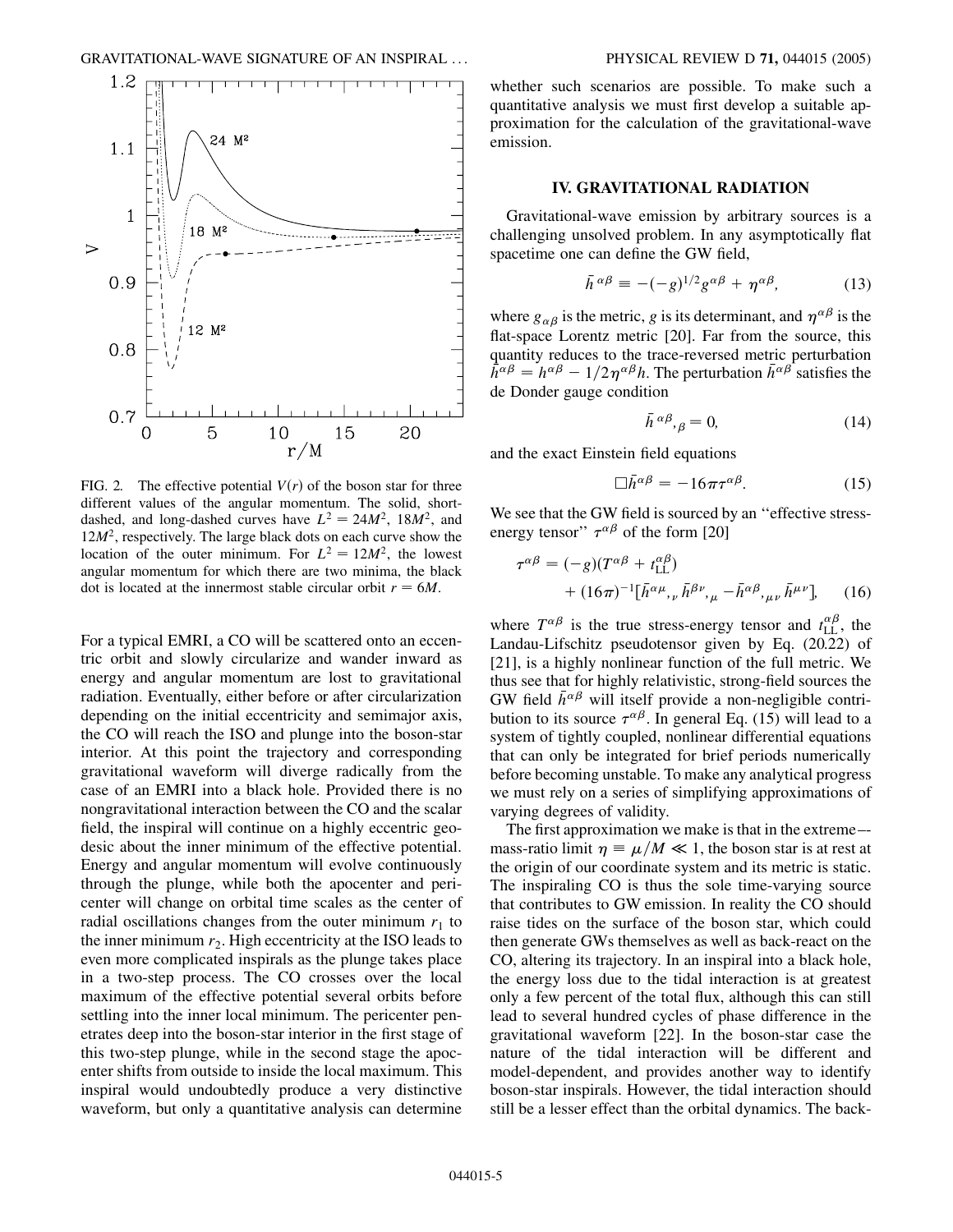FIG. 2. The effective potential $V(r)$ of the boson star for three different values of the angular momentum. The solid, short-dashed, and long-dashed curves have $L^2 = 24M^2$, $18M^2$, and $12M^2$, respectively. The large black dots on each curve show the location of the outer minimum. For $L^2 = 12M^2$, the lowest angular momentum for which there are two minima, the black dot is located at the innermost stable circular orbit $r = 6M$.

For a typical EMRI, a CO will be scattered onto an eccentric orbit and slowly circularize and wander inward as energy and angular momentum are lost to gravitational radiation. Eventually, either before or after circularization depending on the initial eccentricity and semimajor axis, the CO will reach the ISO and plunge into the boson-star interior. At this point the trajectory and corresponding gravitational waveform will diverge radically from the case of an EMRI into a black hole. Provided there is no nongravitational interaction between the CO and the scalar field, the inspiral will continue on a highly eccentric geodesic about the inner minimum of the effective potential. Energy and angular momentum will evolve continuously through the plunge, while both the apocenter and pericenter will change on orbital time scales as the center of radial oscillations changes from the outer minimum $r_1$ to the inner minimum $r_2$. High eccentricity at the ISO leads to even more complicated inspirals as the plunge takes place in a two-step process. The CO crosses over the local maximum of the effective potential several orbits before settling into the inner local minimum. The pericenter penetrates deep into the boson-star interior in the first stage of this two-step plunge, while in the second stage the apocenter shifts from outside to inside the local maximum. This inspiral would undoubtedly produce a very distinctive waveform, but only a quantitative analysis can determine whether such scenarios are possible. To make such a quantitative analysis we must first develop a suitable approximation for the calculation of the gravitational-wave emission.

## IV. GRAVITATIONAL RADIATION

Gravitational-wave emission by arbitrary sources is a challenging unsolved problem. In any asymptotically flat spacetime one can define the GW field,

$$\bar{h}^{\alpha\beta} \equiv -(-g)^{1/2} g^{\alpha\beta} + \eta^{\alpha\beta}, \tag{13}$$

where $g_{\alpha\beta}$ is the metric, $g$ is its determinant, and $\eta^{\alpha\beta}$ is the flat-space Lorentz metric [20]. Far from the source, this quantity reduces to the trace-reversed metric perturbation $\bar{h}^{\alpha\beta} = h^{\alpha\beta} - 1/2\eta^{\alpha\beta}h$. The perturbation $\bar{h}^{\alpha\beta}$ satisfies the de Donder gauge condition

$$\bar{h}^{\alpha\beta}{}_{,\beta} = 0, \tag{14}$$

and the exact Einstein field equations

$$\Box\bar{h}^{\alpha\beta} = -16\pi\tau^{\alpha\beta}. \tag{15}$$

We see that the GW field is sourced by an "effective stress-energy tensor" $\tau^{\alpha\beta}$ of the form [20]

$$\tau^{\alpha\beta} = (-g)(T^{\alpha\beta} + t_{\rm LL}^{\alpha\beta}) + (16\pi)^{-1}[\bar{h}^{\alpha\mu}{}_{,\nu}\,\bar{h}^{\beta\nu}{}_{,\mu} - \bar{h}^{\alpha\beta}{}_{,\mu\nu}\,\bar{h}^{\mu\nu}], \tag{16}$$

where $T^{\alpha\beta}$ is the true stress-energy tensor and $t_{\rm LL}^{\alpha\beta}$, the Landau-Lifschitz pseudotensor given by Eq. (20.22) of [21], is a highly nonlinear function of the full metric. We thus see that for highly relativistic, strong-field sources the GW field $\bar{h}^{\alpha\beta}$ will itself provide a non-negligible contribution to its source $\tau^{\alpha\beta}$. In general Eq. (15) will lead to a system of tightly coupled, nonlinear differential equations that can only be integrated for brief periods numerically before becoming unstable. To make any analytical progress we must rely on a series of simplifying approximations of varying degrees of validity.

The first approximation we make is that in the extreme-mass-ratio limit $\eta \equiv \mu/M \ll 1$, the boson star is at rest at the origin of our coordinate system and its metric is static. The inspiraling CO is thus the sole time-varying source that contributes to GW emission. In reality the CO should raise tides on the surface of the boson star, which could then generate GWs themselves as well as back-react on the CO, altering its trajectory. In an inspiral into a black hole, the energy loss due to the tidal interaction is at greatest only a few percent of the total flux, although this can still lead to several hundred cycles of phase difference in the gravitational waveform [22]. In the boson-star case the nature of the tidal interaction will be different and model-dependent, and provides another way to identify boson-star inspirals. However, the tidal interaction should still be a lesser effect than the orbital dynamics. The back-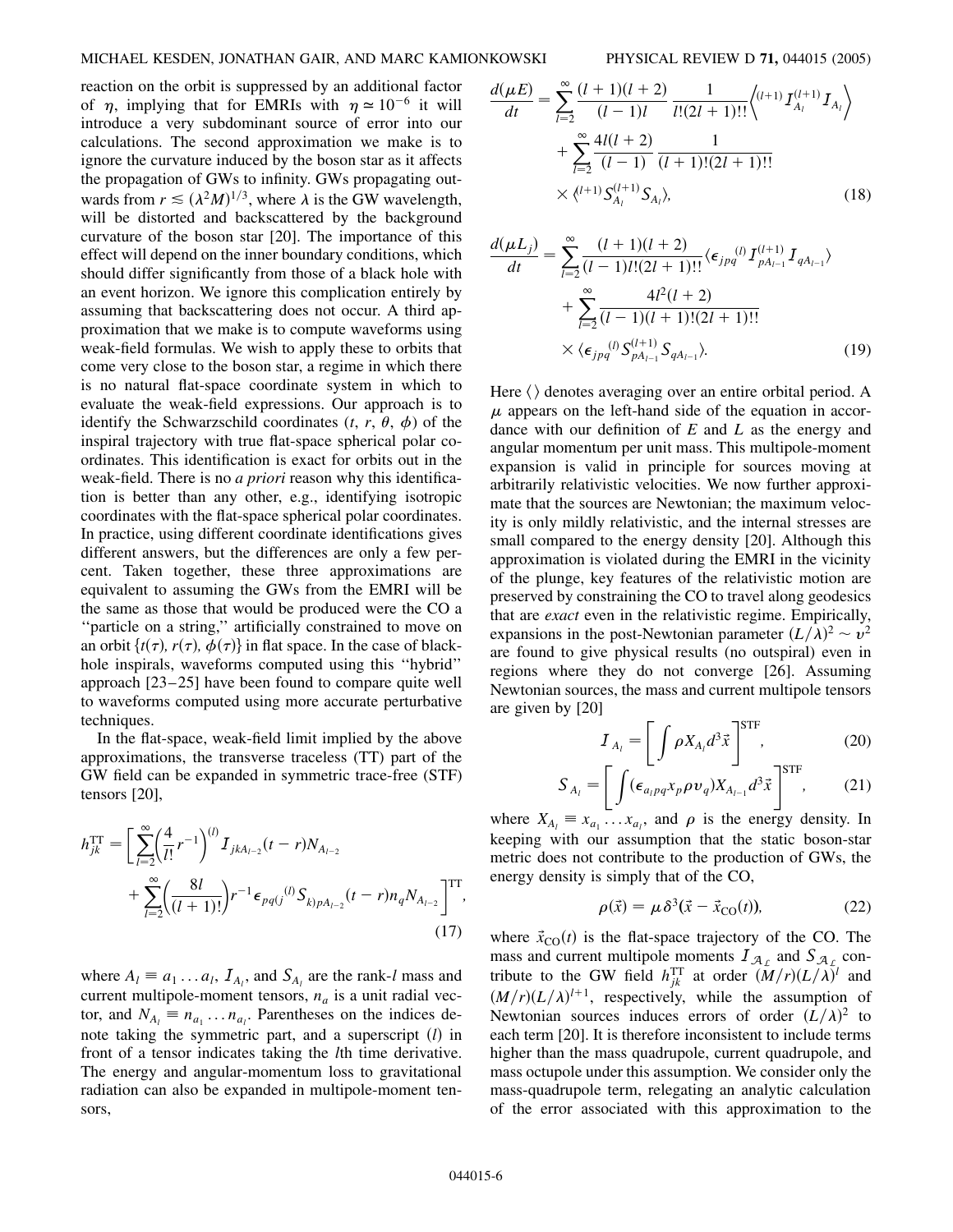reaction on the orbit is suppressed by an additional factor of $\eta$, implying that for EMRIs with $\eta \simeq 10^{-6}$ it will introduce a very subdominant source of error into our calculations. The second approximation we make is to ignore the curvature induced by the boson star as it affects the propagation of GWs to infinity. GWs propagating outwards from $r \lesssim (\lambda^2 M)^{1/3}$, where $\lambda$ is the GW wavelength, will be distorted and backscattered by the background curvature of the boson star [20]. The importance of this effect will depend on the inner boundary conditions, which should differ significantly from those of a black hole with an event horizon. We ignore this complication entirely by assuming that backscattering does not occur. A third approximation that we make is to compute waveforms using weak-field formulas. We wish to apply these to orbits that come very close to the boson star, a regime in which there is no natural flat-space coordinate system in which to evaluate the weak-field expressions. Our approach is to identify the Schwarzschild coordinates $(t, r, \theta, \phi)$ of the inspiral trajectory with true flat-space spherical polar coordinates. This identification is exact for orbits out in the weak-field. There is no *a priori* reason why this identification is better than any other, e.g., identifying isotropic coordinates with the flat-space spherical polar coordinates. In practice, using different coordinate identifications gives different answers, but the differences are only a few percent. Taken together, these three approximations are equivalent to assuming the GWs from the EMRI will be the same as those that would be produced were the CO a "particle on a string," artificially constrained to move on an orbit $\{t(\tau), r(\tau), \phi(\tau)\}$ in flat space. In the case of black-hole inspirals, waveforms computed using this "hybrid" approach [23–25] have been found to compare quite well to waveforms computed using more accurate perturbative techniques.

In the flat-space, weak-field limit implied by the above approximations, the transverse traceless (TT) part of the GW field can be expanded in symmetric trace-free (STF) tensors [20],

$$h_{jk}^{\rm TT} = \left[ \sum_{l=2}^{\infty} \left( \frac{4}{l!} r^{-1} \right)^{(l)} \mathcal{I}_{jkA_{l-2}}(t-r) N_{A_{l-2}} + \sum_{l=2}^{\infty} \left( \frac{8l}{(l+1)!} \right) r^{-1} \epsilon_{pq(j}{}^{(l)} \mathcal{S}_{k)pA_{l-2}}(t-r) n_q N_{A_{l-2}} \right]^{\rm TT}, \tag{17}$$

where $A_l \equiv a_1 \ldots a_l$, $\mathcal{I}_{A_l}$, and $\mathcal{S}_{A_l}$ are the rank-$l$ mass and current multipole-moment tensors, $n_a$ is a unit radial vector, and $N_{A_l} \equiv n_{a_1} \ldots n_{a_l}$. Parentheses on the indices denote taking the symmetric part, and a superscript $(l)$ in front of a tensor indicates taking the $l$th time derivative. The energy and angular-momentum loss to gravitational radiation can also be expanded in multipole-moment tensors,

$$\frac{d(\mu E)}{dt} = \sum_{l=2}^{\infty} \frac{(l+1)(l+2)}{(l-1)l} \frac{1}{l!(2l+1)!!} \left\langle {}^{(l+1)}\mathcal{I}_{A_l}^{(l+1)} \mathcal{I}_{A_l} \right\rangle + \sum_{l=2}^{\infty} \frac{4l(l+2)}{(l-1)} \frac{1}{(l+1)!(2l+1)!!} \times \langle {}^{(l+1)}\mathcal{S}_{A_l}^{(l+1)} \mathcal{S}_{A_l} \rangle, \tag{18}$$

$$\frac{d(\mu L_j)}{dt} = \sum_{l=2}^{\infty} \frac{(l+1)(l+2)}{(l-1)l!(2l+1)!!} \langle \epsilon_{jpq}{}^{(l)} \mathcal{I}_{pA_{l-1}}^{(l+1)} \mathcal{I}_{qA_{l-1}} \rangle + \sum_{l=2}^{\infty} \frac{4l^2(l+2)}{(l-1)(l+1)!(2l+1)!!} \times \langle \epsilon_{jpq}{}^{(l)} \mathcal{S}_{pA_{l-1}}^{(l+1)} \mathcal{S}_{qA_{l-1}} \rangle. \tag{19}$$

Here $\langle \rangle$ denotes averaging over an entire orbital period. A $\mu$ appears on the left-hand side of the equation in accordance with our definition of $E$ and $L$ as the energy and angular momentum per unit mass. This multipole-moment expansion is valid in principle for sources moving at arbitrarily relativistic velocities. We now further approximate that the sources are Newtonian; the maximum velocity is only mildly relativistic, and the internal stresses are small compared to the energy density [20]. Although this approximation is violated during the EMRI in the vicinity of the plunge, key features of the relativistic motion are preserved by constraining the CO to travel along geodesics that are *exact* even in the relativistic regime. Empirically, expansions in the post-Newtonian parameter $(L/\lambda)^2 \sim v^2$ are found to give physical results (no outspiral) even in regions where they do not converge [26]. Assuming Newtonian sources, the mass and current multipole tensors are given by [20]

$$\mathcal{I}_{A_l} = \left[ \int \rho X_{A_l} d^3\vec{x} \right]^{\rm STF}, \tag{20}$$

$$\mathcal{S}_{A_l} = \left[ \int (\epsilon_{a_l pq} x_p \rho v_q) X_{A_{l-1}} d^3\vec{x} \right]^{\rm STF}, \tag{21}$$

where $X_{A_l} \equiv x_{a_1} \ldots x_{a_l}$, and $\rho$ is the energy density. In keeping with our assumption that the static boson-star metric does not contribute to the production of GWs, the energy density is simply that of the CO,

$$\rho(\vec{x}) = \mu \delta^3(\vec{x} - \vec{x}_{\rm CO}(t)), \tag{22}$$

where $\vec{x}_{\rm CO}(t)$ is the flat-space trajectory of the CO. The mass and current multipole moments $\mathcal{I}_{\mathcal{A}_\mathcal{L}}$ and $\mathcal{S}_{\mathcal{A}_\mathcal{L}}$ contribute to the GW field $h_{jk}^{\rm TT}$ at order $(M/r)(L/\lambda)^l$ and $(M/r)(L/\lambda)^{l+1}$, respectively, while the assumption of Newtonian sources induces errors of order $(L/\lambda)^2$ to each term [20]. It is therefore inconsistent to include terms higher than the mass quadrupole, current quadrupole, and mass octupole under this assumption. We consider only the mass-quadrupole term, relegating an analytic calculation of the error associated with this approximation to the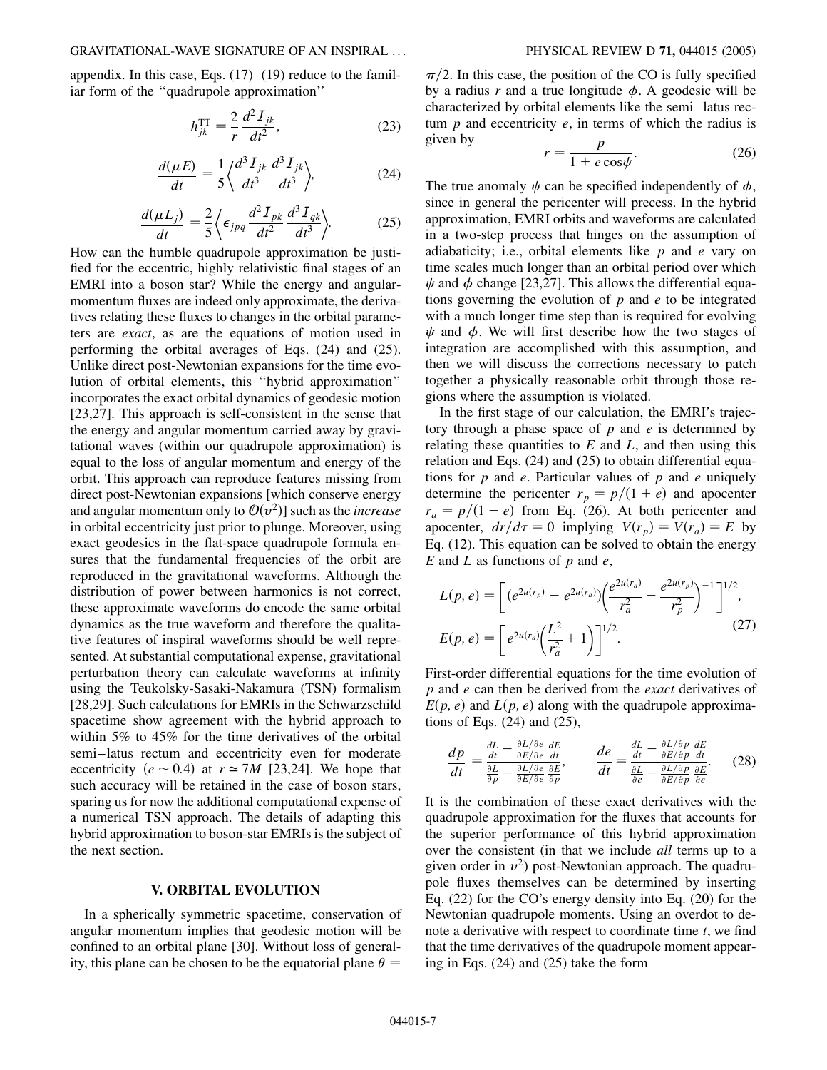appendix. In this case, Eqs. (17)–(19) reduce to the familiar form of the "quadrupole approximation"

$$h_{jk}^{\rm TT} = \frac{2}{r}\frac{d^2 I_{jk}}{dt^2}, \tag{23}$$

$$\frac{d(\mu E)}{dt} = \frac{1}{5}\left\langle \frac{d^3 I_{jk}}{dt^3}\frac{d^3 I_{jk}}{dt^3}\right\rangle, \tag{24}$$

$$\frac{d(\mu L_j)}{dt} = \frac{2}{5}\left\langle \epsilon_{jpq}\frac{d^2 I_{pk}}{dt^2}\frac{d^3 I_{qk}}{dt^3}\right\rangle. \tag{25}$$

How can the humble quadrupole approximation be justified for the eccentric, highly relativistic final stages of an EMRI into a boson star? While the energy and angular-momentum fluxes are indeed only approximate, the derivatives relating these fluxes to changes in the orbital parameters are *exact*, as are the equations of motion used in performing the orbital averages of Eqs. (24) and (25). Unlike direct post-Newtonian expansions for the time evolution of orbital elements, this "hybrid approximation" incorporates the exact orbital dynamics of geodesic motion [23,27]. This approach is self-consistent in the sense that the energy and angular momentum carried away by gravitational waves (within our quadrupole approximation) is equal to the loss of angular momentum and energy of the orbit. This approach can reproduce features missing from direct post-Newtonian expansions [which conserve energy and angular momentum only to $\mathcal{O}(v^2)$] such as the *increase* in orbital eccentricity just prior to plunge. Moreover, using exact geodesics in the flat-space quadrupole formula ensures that the fundamental frequencies of the orbit are reproduced in the gravitational waveforms. Although the distribution of power between harmonics is not correct, these approximate waveforms do encode the same orbital dynamics as the true waveform and therefore the qualitative features of inspiral waveforms should be well represented. At substantial computational expense, gravitational perturbation theory can calculate waveforms at infinity using the Teukolsky-Sasaki-Nakamura (TSN) formalism [28,29]. Such calculations for EMRIs in the Schwarzschild spacetime show agreement with the hybrid approach to within 5% to 45% for the time derivatives of the orbital semi–latus rectum and eccentricity even for moderate eccentricity ($e \sim 0.4$) at $r \simeq 7M$ [23,24]. We hope that such accuracy will be retained in the case of boson stars, sparing us for now the additional computational expense of a numerical TSN approach. The details of adapting this hybrid approximation to boson-star EMRIs is the subject of the next section.

## V. ORBITAL EVOLUTION

In a spherically symmetric spacetime, conservation of angular momentum implies that geodesic motion will be confined to an orbital plane [30]. Without loss of generality, this plane can be chosen to be the equatorial plane $\theta = \pi/2$. In this case, the position of the CO is fully specified by a radius $r$ and a true longitude $\phi$. A geodesic will be characterized by orbital elements like the semi–latus rectum $p$ and eccentricity $e$, in terms of which the radius is given by

$$r = \frac{p}{1 + e\cos\psi}. \tag{26}$$

The true anomaly $\psi$ can be specified independently of $\phi$, since in general the pericenter will precess. In the hybrid approximation, EMRI orbits and waveforms are calculated in a two-step process that hinges on the assumption of adiabaticity; i.e., orbital elements like $p$ and $e$ vary on time scales much longer than an orbital period over which $\psi$ and $\phi$ change [23,27]. This allows the differential equations governing the evolution of $p$ and $e$ to be integrated with a much longer time step than is required for evolving $\psi$ and $\phi$. We will first describe how the two stages of integration are accomplished with this assumption, and then we will discuss the corrections necessary to patch together a physically reasonable orbit through those regions where the assumption is violated.

In the first stage of our calculation, the EMRI's trajectory through a phase space of $p$ and $e$ is determined by relating these quantities to $E$ and $L$, and then using this relation and Eqs. (24) and (25) to obtain differential equations for $p$ and $e$. Particular values of $p$ and $e$ uniquely determine the pericenter $r_p = p/(1 + e)$ and apocenter $r_a = p/(1 - e)$ from Eq. (26). At both pericenter and apocenter, $dr/d\tau = 0$ implying $V(r_p) = V(r_a) = E$ by Eq. (12). This equation can be solved to obtain the energy $E$ and $L$ as functions of $p$ and $e$,

$$L(p, e) = \left[(e^{2u(r_p)} - e^{2u(r_a)})\left(\frac{e^{2u(r_a)}}{r_a^2} - \frac{e^{2u(r_p)}}{r_p^2}\right)^{-1}\right]^{1/2},$$
$$E(p, e) = \left[e^{2u(r_a)}\left(\frac{L^2}{r_a^2} + 1\right)\right]^{1/2}. \tag{27}$$

First-order differential equations for the time evolution of $p$ and $e$ can then be derived from the *exact* derivatives of $E(p, e)$ and $L(p, e)$ along with the quadrupole approximations of Eqs. (24) and (25),

$$\frac{dp}{dt} = \frac{\frac{dL}{dt} - \frac{\partial L/\partial e}{\partial E/\partial e}\frac{dE}{dt}}{\frac{\partial L}{\partial p} - \frac{\partial L/\partial e}{\partial E/\partial e}\frac{\partial E}{\partial p}}, \qquad \frac{de}{dt} = \frac{\frac{dL}{dt} - \frac{\partial L/\partial p}{\partial E/\partial p}\frac{dE}{dt}}{\frac{\partial L}{\partial e} - \frac{\partial L/\partial p}{\partial E/\partial p}\frac{\partial E}{\partial e}}. \tag{28}$$

It is the combination of these exact derivatives with the quadrupole approximation for the fluxes that accounts for the superior performance of this hybrid approximation over the consistent (in that we include *all* terms up to a given order in $v^2$) post-Newtonian approach. The quadrupole fluxes themselves can be determined by inserting Eq. (22) for the CO's energy density into Eq. (20) for the Newtonian quadrupole moments. Using an overdot to denote a derivative with respect to coordinate time $t$, we find that the time derivatives of the quadrupole moment appearing in Eqs. (24) and (25) take the form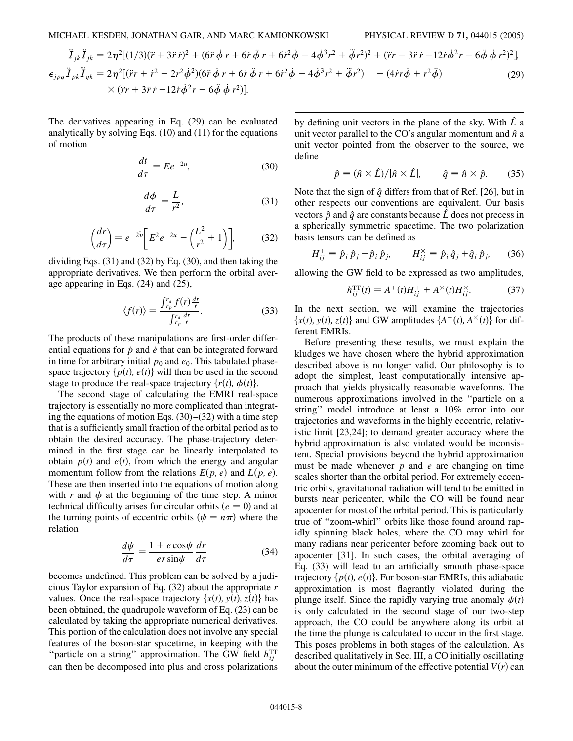$$
\dddot{I}_{jk}\dddot{I}_{jk} = 2\eta^2[(1/3)(\dddot{r} + 3\ddot{r}\,\dot{r})^2 + (6\ddot{r}\,\dot{\phi}\,r + 6\dot{r}\,\ddot{\phi}\,r + 6\dot{r}^2\dot{\phi} - 4\dot{\phi}^3 r^2 + \ddot{\phi}r^2)^2 + (\dddot{r}r + 3\ddot{r}\,\dot{r} - 12\dot{r}\dot{\phi}^2 r - 6\ddot{\phi}\,\dot{\phi}\,r^2)^2],
$$

$$
\epsilon_{jpq}\ddot{I}_{pk}\dddot{I}_{qk} = 2\eta^2[(\ddot{r}r + \dot{r}^2 - 2r^2\dot{\phi}^2)(6\ddot{r}\,\dot{\phi}\,r + 6\dot{r}\,\ddot{\phi}\,r + 6\dot{r}^2\dot{\phi} - 4\dot{\phi}^3 r^2 + \dddot{\phi}r^2) - (4\dot{r}r\dot{\phi} + r^2\ddot{\phi}) \times (\dddot{r}r + 3\ddot{r}\,\dot{r} - 12\dot{r}\dot{\phi}^2 r - 6\ddot{\phi}\,\dot{\phi}\,r^2)]. \tag{29}
$$

The derivatives appearing in Eq. (29) can be evaluated analytically by solving Eqs. (10) and (11) for the equations of motion

$$
\frac{dt}{d\tau} = Ee^{-2u}, \tag{30}
$$

$$
\frac{d\phi}{d\tau} = \frac{L}{r^2}, \tag{31}
$$

$$
\left(\frac{dr}{d\tau}\right) = e^{-2\tilde{v}}\left[E^2 e^{-2u} - \left(\frac{L^2}{r^2} + 1\right)\right], \tag{32}
$$

dividing Eqs. (31) and (32) by Eq. (30), and then taking the appropriate derivatives. We then perform the orbital average appearing in Eqs. (24) and (25),

$$
\langle f(r)\rangle = \frac{\int_{r_p}^{r_a} f(r)\frac{dr}{\dot{r}}}{\int_{r_p}^{r_a}\frac{dr}{\dot{r}}}. \tag{33}
$$

The products of these manipulations are first-order differential equations for $\dot{p}$ and $\dot{e}$ that can be integrated forward in time for arbitrary initial $p_0$ and $e_0$. This tabulated phase-space trajectory $\{p(t), e(t)\}$ will then be used in the second stage to produce the real-space trajectory $\{r(t), \phi(t)\}$.

The second stage of calculating the EMRI real-space trajectory is essentially no more complicated than integrating the equations of motion Eqs. (30)–(32) with a time step that is a sufficiently small fraction of the orbital period as to obtain the desired accuracy. The phase-trajectory determined in the first stage can be linearly interpolated to obtain $p(t)$ and $e(t)$, from which the energy and angular momentum follow from the relations $E(p, e)$ and $L(p, e)$. These are then inserted into the equations of motion along with $r$ and $\phi$ at the beginning of the time step. A minor technical difficulty arises for circular orbits ($e = 0$) and at the turning points of eccentric orbits ($\psi = n\pi$) where the relation

$$
\frac{d\psi}{d\tau} = \frac{1 + e\cos\psi}{er\sin\psi}\frac{dr}{d\tau} \tag{34}
$$

becomes undefined. This problem can be solved by a judicious Taylor expansion of Eq. (32) about the appropriate $r$ values. Once the real-space trajectory $\{x(t), y(t), z(t)\}$ has been obtained, the quadrupole waveform of Eq. (23) can be calculated by taking the appropriate numerical derivatives. This portion of the calculation does not involve any special features of the boson-star spacetime, in keeping with the "particle on a string" approximation. The GW field $h_{ij}^{\rm TT}$ can then be decomposed into plus and cross polarizations by defining unit vectors in the plane of the sky. With $\hat{L}$ a unit vector parallel to the CO's angular momentum and $\hat{n}$ a unit vector pointed from the observer to the source, we define

$$
\hat{p} \equiv (\hat{n}\times\hat{L})/|\hat{n}\times\hat{L}|, \qquad \hat{q} \equiv \hat{n}\times\hat{p}. \tag{35}
$$

Note that the sign of $\hat{q}$ differs from that of Ref. [26], but in other respects our conventions are equivalent. Our basis vectors $\hat{p}$ and $\hat{q}$ are constants because $\hat{L}$ does not precess in a spherically symmetric spacetime. The two polarization basis tensors can be defined as

$$
H_{ij}^{+} \equiv \hat{p}_i\,\hat{p}_j - \hat{p}_i\,\hat{p}_j, \qquad H_{ij}^{\times} \equiv \hat{p}_i\,\hat{q}_j + \hat{q}_i\,\hat{p}_j, \tag{36}
$$

allowing the GW field to be expressed as two amplitudes,

$$
h_{ij}^{\rm TT}(t) = A^{+}(t)H_{ij}^{+} + A^{\times}(t)H_{ij}^{\times}. \tag{37}
$$

In the next section, we will examine the trajectories $\{x(t), y(t), z(t)\}$ and GW amplitudes $\{A^{+}(t), A^{\times}(t)\}$ for different EMRIs.

Before presenting these results, we must explain the kludges we have chosen where the hybrid approximation described above is no longer valid. Our philosophy is to adopt the simplest, least computationally intensive approach that yields physically reasonable waveforms. The numerous approximations involved in the "particle on a string" model introduce at least a 10% error into our trajectories and waveforms in the highly eccentric, relativistic limit [23,24]; to demand greater accuracy where the hybrid approximation is also violated would be inconsistent. Special provisions beyond the hybrid approximation must be made whenever $p$ and $e$ are changing on time scales shorter than the orbital period. For extremely eccentric orbits, gravitational radiation will tend to be emitted in bursts near pericenter, while the CO will be found near apocenter for most of the orbital period. This is particularly true of "zoom-whirl" orbits like those found around rapidly spinning black holes, where the CO may whirl for many radians near pericenter before zooming back out to apocenter [31]. In such cases, the orbital averaging of Eq. (33) will lead to an artificially smooth phase-space trajectory $\{p(t), e(t)\}$. For boson-star EMRIs, this adiabatic approximation is most flagrantly violated during the plunge itself. Since the rapidly varying true anomaly $\psi(t)$ is only calculated in the second stage of our two-step approach, the CO could be anywhere along its orbit at the time the plunge is calculated to occur in the first stage. This poses problems in both stages of the calculation. As described qualitatively in Sec. III, a CO initially oscillating about the outer minimum of the effective potential $V(r)$ can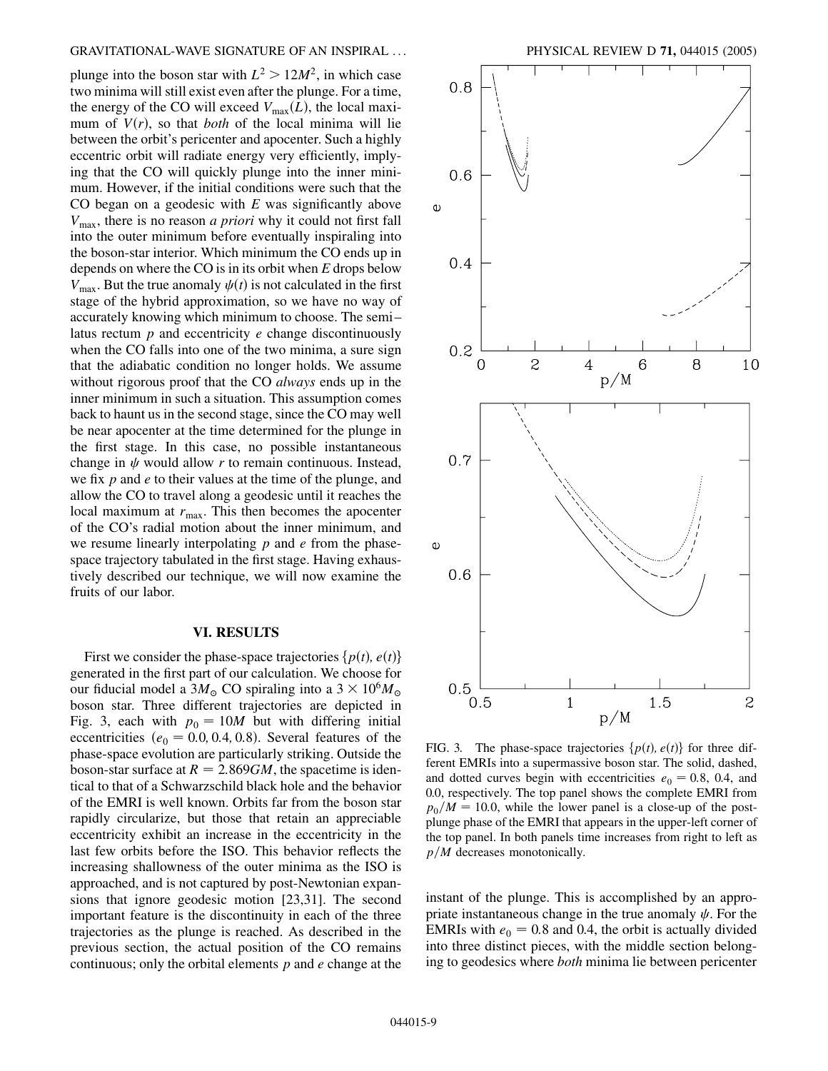plunge into the boson star with $L^2 > 12M^2$, in which case two minima will still exist even after the plunge. For a time, the energy of the CO will exceed $V_{\max}(L)$, the local maximum of $V(r)$, so that *both* of the local minima will lie between the orbit's pericenter and apocenter. Such a highly eccentric orbit will radiate energy very efficiently, implying that the CO will quickly plunge into the inner minimum. However, if the initial conditions were such that the CO began on a geodesic with $E$ was significantly above $V_{\max}$, there is no reason *a priori* why it could not first fall into the outer minimum before eventually inspiraling into the boson-star interior. Which minimum the CO ends up in depends on where the CO is in its orbit when $E$ drops below $V_{\max}$. But the true anomaly $\psi(t)$ is not calculated in the first stage of the hybrid approximation, so we have no way of accurately knowing which minimum to choose. The semi–latus rectum $p$ and eccentricity $e$ change discontinuously when the CO falls into one of the two minima, a sure sign that the adiabatic condition no longer holds. We assume without rigorous proof that the CO *always* ends up in the inner minimum in such a situation. This assumption comes back to haunt us in the second stage, since the CO may well be near apocenter at the time determined for the plunge in the first stage. In this case, no possible instantaneous change in $\psi$ would allow $r$ to remain continuous. Instead, we fix $p$ and $e$ to their values at the time of the plunge, and allow the CO to travel along a geodesic until it reaches the local maximum at $r_{\max}$. This then becomes the apocenter of the CO's radial motion about the inner minimum, and we resume linearly interpolating $p$ and $e$ from the phase-space trajectory tabulated in the first stage. Having exhaustively described our technique, we will now examine the fruits of our labor.

## VI. RESULTS

First we consider the phase-space trajectories $\{p(t), e(t)\}$ generated in the first part of our calculation. We choose for our fiducial model a $3M_{\odot}$ CO spiraling into a $3 \times 10^6 M_{\odot}$ boson star. Three different trajectories are depicted in Fig. 3, each with $p_0 = 10M$ but with differing initial eccentricities ($e_0 = 0.0, 0.4, 0.8$). Several features of the phase-space evolution are particularly striking. Outside the boson-star surface at $R = 2.869GM$, the spacetime is identical to that of a Schwarzschild black hole and the behavior of the EMRI is well known. Orbits far from the boson star rapidly circularize, but those that retain an appreciable eccentricity exhibit an increase in the eccentricity in the last few orbits before the ISO. This behavior reflects the increasing shallowness of the outer minima as the ISO is approached, and is not captured by post-Newtonian expansions that ignore geodesic motion [23,31]. The second important feature is the discontinuity in each of the three trajectories as the plunge is reached. As described in the previous section, the actual position of the CO remains continuous; only the orbital elements $p$ and $e$ change at the instant of the plunge. This is accomplished by an appropriate instantaneous change in the true anomaly $\psi$. For the EMRIs with $e_0 = 0.8$ and 0.4, the orbit is actually divided into three distinct pieces, with the middle section belonging to geodesics where *both* minima lie between pericenter

FIG. 3. The phase-space trajectories $\{p(t), e(t)\}$ for three different EMRIs into a supermassive boson star. The solid, dashed, and dotted curves begin with eccentricities $e_0 = 0.8$, 0.4, and 0.0, respectively. The top panel shows the complete EMRI from $p_0/M = 10.0$, while the lower panel is a close-up of the post-plunge phase of the EMRI that appears in the upper-left corner of the top panel. In both panels time increases from right to left as $p/M$ decreases monotonically.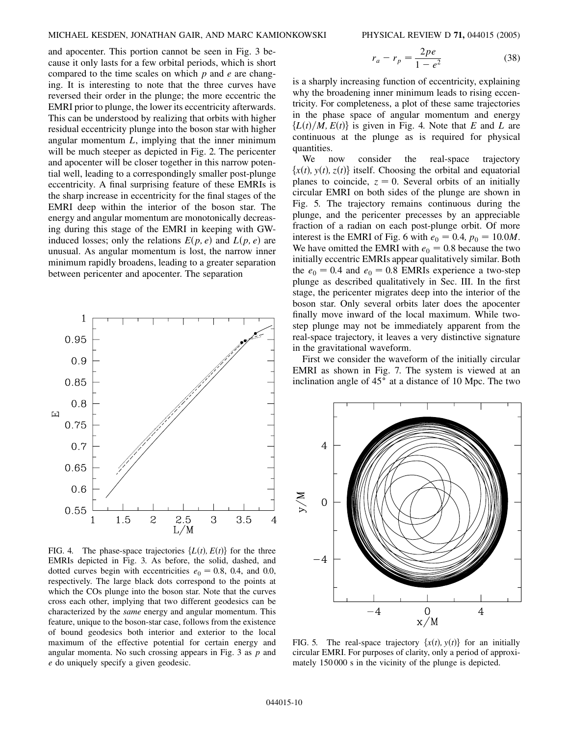and apocenter. This portion cannot be seen in Fig. 3 because it only lasts for a few orbital periods, which is short compared to the time scales on which $p$ and $e$ are changing. It is interesting to note that the three curves have reversed their order in the plunge; the more eccentric the EMRI prior to plunge, the lower its eccentricity afterwards. This can be understood by realizing that orbits with higher residual eccentricity plunge into the boson star with higher angular momentum $L$, implying that the inner minimum will be much steeper as depicted in Fig. 2. The pericenter and apocenter will be closer together in this narrow potential well, leading to a correspondingly smaller post-plunge eccentricity. A final surprising feature of these EMRIs is the sharp increase in eccentricity for the final stages of the EMRI deep within the interior of the boson star. The energy and angular momentum are monotonically decreasing during this stage of the EMRI in keeping with GW-induced losses; only the relations $E(p, e)$ and $L(p, e)$ are unusual. As angular momentum is lost, the narrow inner minimum rapidly broadens, leading to a greater separation between pericenter and apocenter. The separation

$$r_a - r_p = \frac{2pe}{1 - e^2} \tag{38}$$

is a sharply increasing function of eccentricity, explaining why the broadening inner minimum leads to rising eccentricity. For completeness, a plot of these same trajectories in the phase space of angular momentum and energy $\{L(t)/M, E(t)\}$ is given in Fig. 4. Note that $E$ and $L$ are continuous at the plunge as is required for physical quantities.

We now consider the real-space trajectory $\{x(t), y(t), z(t)\}$ itself. Choosing the orbital and equatorial planes to coincide, $z = 0$. Several orbits of an initially circular EMRI on both sides of the plunge are shown in Fig. 5. The trajectory remains continuous during the plunge, and the pericenter precesses by an appreciable fraction of a radian on each post-plunge orbit. Of more interest is the EMRI of Fig. 6 with $e_0 = 0.4$, $p_0 = 10.0M$. We have omitted the EMRI with $e_0 = 0.8$ because the two initially eccentric EMRIs appear qualitatively similar. Both the $e_0 = 0.4$ and $e_0 = 0.8$ EMRIs experience a two-step plunge as described qualitatively in Sec. III. In the first stage, the pericenter migrates deep into the interior of the boson star. Only several orbits later does the apocenter finally move inward of the local maximum. While two-step plunge may not be immediately apparent from the real-space trajectory, it leaves a very distinctive signature in the gravitational waveform.

First we consider the waveform of the initially circular EMRI as shown in Fig. 7. The system is viewed at an inclination angle of 45° at a distance of 10 Mpc. The two

FIG. 4. The phase-space trajectories $\{L(t), E(t)\}$ for the three EMRIs depicted in Fig. 3. As before, the solid, dashed, and dotted curves begin with eccentricities $e_0 = 0.8$, 0.4, and 0.0, respectively. The large black dots correspond to the points at which the COs plunge into the boson star. Note that the curves cross each other, implying that two different geodesics can be characterized by the *same* energy and angular momentum. This feature, unique to the boson-star case, follows from the existence of bound geodesics both interior and exterior to the local maximum of the effective potential for certain energy and angular momenta. No such crossing appears in Fig. 3 as $p$ and $e$ do uniquely specify a given geodesic.

FIG. 5. The real-space trajectory $\{x(t), y(t)\}$ for an initially circular EMRI. For purposes of clarity, only a period of approximately 150 000 s in the vicinity of the plunge is depicted.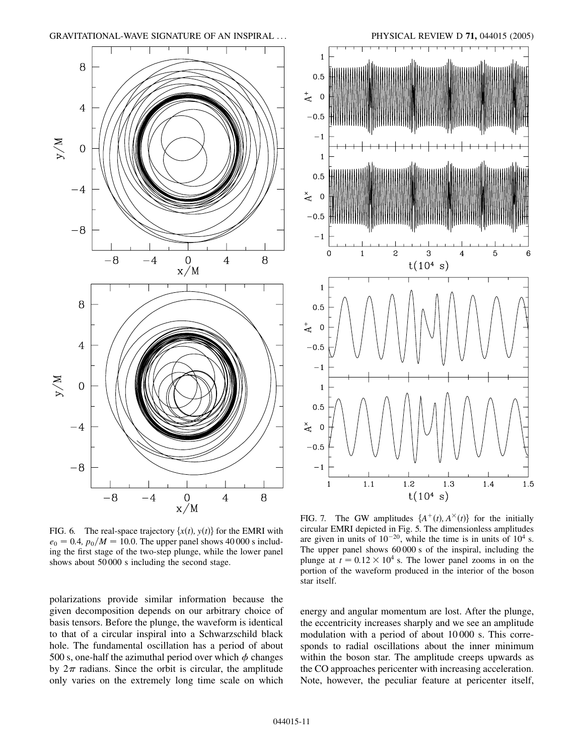FIG. 6. The real-space trajectory $\{x(t), y(t)\}$ for the EMRI with $e_0 = 0.4$, $p_0/M = 10.0$. The upper panel shows 40 000 s including the first stage of the two-step plunge, while the lower panel shows about 50 000 s including the second stage.

FIG. 7. The GW amplitudes $\{A^+(t), A^\times(t)\}$ for the initially circular EMRI depicted in Fig. 5. The dimensionless amplitudes are given in units of $10^{-20}$, while the time is in units of $10^4$ s. The upper panel shows 60 000 s of the inspiral, including the plunge at $t = 0.12 \times 10^4$ s. The lower panel zooms in on the portion of the waveform produced in the interior of the boson star itself.

polarizations provide similar information because the given decomposition depends on our arbitrary choice of basis tensors. Before the plunge, the waveform is identical to that of a circular inspiral into a Schwarzschild black hole. The fundamental oscillation has a period of about 500 s, one-half the azimuthal period over which $\phi$ changes by $2\pi$ radians. Since the orbit is circular, the amplitude only varies on the extremely long time scale on which energy and angular momentum are lost. After the plunge, the eccentricity increases sharply and we see an amplitude modulation with a period of about 10 000 s. This corresponds to radial oscillations about the inner minimum within the boson star. The amplitude creeps upwards as the CO approaches pericenter with increasing acceleration. Note, however, the peculiar feature at pericenter itself,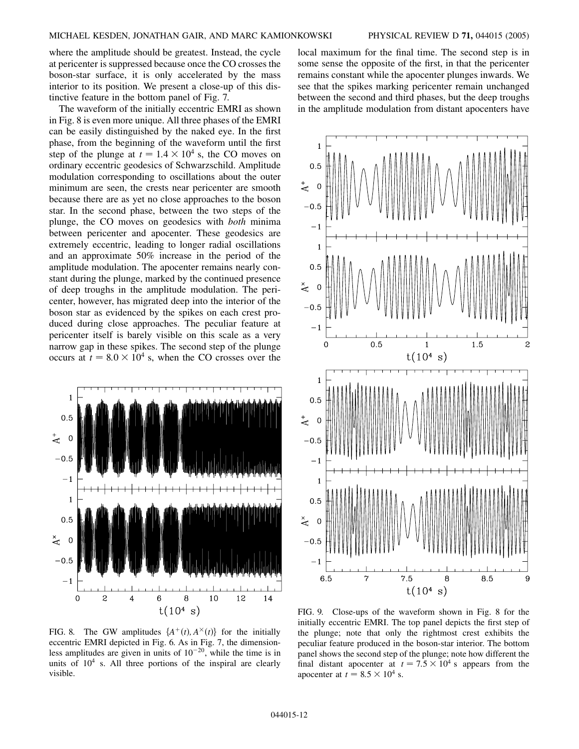where the amplitude should be greatest. Instead, the cycle at pericenter is suppressed because once the CO crosses the boson-star surface, it is only accelerated by the mass interior to its position. We present a close-up of this distinctive feature in the bottom panel of Fig. 7.

The waveform of the initially eccentric EMRI as shown in Fig. 8 is even more unique. All three phases of the EMRI can be easily distinguished by the naked eye. In the first phase, from the beginning of the waveform until the first step of the plunge at $t = 1.4 \times 10^4$ s, the CO moves on ordinary eccentric geodesics of Schwarzschild. Amplitude modulation corresponding to oscillations about the outer minimum are seen, the crests near pericenter are smooth because there are as yet no close approaches to the boson star. In the second phase, between the two steps of the plunge, the CO moves on geodesics with *both* minima between pericenter and apocenter. These geodesics are extremely eccentric, leading to longer radial oscillations and an approximate 50% increase in the period of the amplitude modulation. The apocenter remains nearly constant during the plunge, marked by the continued presence of deep troughs in the amplitude modulation. The pericenter, however, has migrated deep into the interior of the boson star as evidenced by the spikes on each crest produced during close approaches. The peculiar feature at pericenter itself is barely visible on this scale as a very narrow gap in these spikes. The second step of the plunge occurs at $t = 8.0 \times 10^4$ s, when the CO crosses over the local maximum for the final time. The second step is in some sense the opposite of the first, in that the pericenter remains constant while the apocenter plunges inwards. We see that the spikes marking pericenter remain unchanged between the second and third phases, but the deep troughs in the amplitude modulation from distant apocenters have

FIG. 8. The GW amplitudes $\{A^+(t), A^\times(t)\}$ for the initially eccentric EMRI depicted in Fig. 6. As in Fig. 7, the dimensionless amplitudes are given in units of $10^{-20}$, while the time is in units of $10^4$ s. All three portions of the inspiral are clearly visible.

FIG. 9. Close-ups of the waveform shown in Fig. 8 for the initially eccentric EMRI. The top panel depicts the first step of the plunge; note that only the rightmost crest exhibits the peculiar feature produced in the boson-star interior. The bottom panel shows the second step of the plunge; note how different the final distant apocenter at $t = 7.5 \times 10^4$ s appears from the apocenter at $t = 8.5 \times 10^4$ s.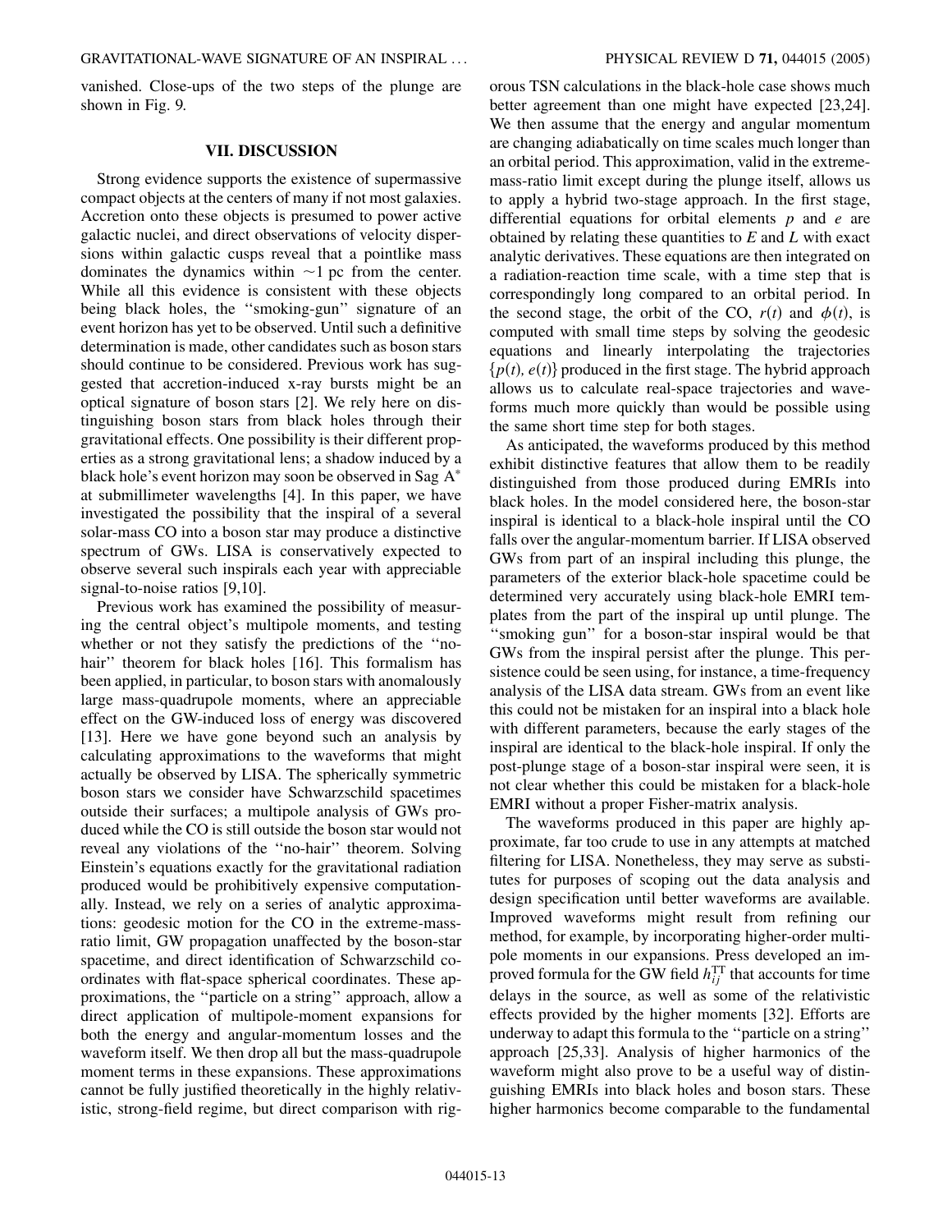vanished. Close-ups of the two steps of the plunge are shown in Fig. 9.

## VII. DISCUSSION

Strong evidence supports the existence of supermassive compact objects at the centers of many if not most galaxies. Accretion onto these objects is presumed to power active galactic nuclei, and direct observations of velocity dispersions within galactic cusps reveal that a pointlike mass dominates the dynamics within $\sim$1 pc from the center. While all this evidence is consistent with these objects being black holes, the ''smoking-gun'' signature of an event horizon has yet to be observed. Until such a definitive determination is made, other candidates such as boson stars should continue to be considered. Previous work has suggested that accretion-induced x-ray bursts might be an optical signature of boson stars [2]. We rely here on distinguishing boson stars from black holes through their gravitational effects. One possibility is their different properties as a strong gravitational lens; a shadow induced by a black hole's event horizon may soon be observed in Sag A$^*$ at submillimeter wavelengths [4]. In this paper, we have investigated the possibility that the inspiral of a several solar-mass CO into a boson star may produce a distinctive spectrum of GWs. LISA is conservatively expected to observe several such inspirals each year with appreciable signal-to-noise ratios [9,10].

Previous work has examined the possibility of measuring the central object's multipole moments, and testing whether or not they satisfy the predictions of the ''no-hair'' theorem for black holes [16]. This formalism has been applied, in particular, to boson stars with anomalously large mass-quadrupole moments, where an appreciable effect on the GW-induced loss of energy was discovered [13]. Here we have gone beyond such an analysis by calculating approximations to the waveforms that might actually be observed by LISA. The spherically symmetric boson stars we consider have Schwarzschild spacetimes outside their surfaces; a multipole analysis of GWs produced while the CO is still outside the boson star would not reveal any violations of the ''no-hair'' theorem. Solving Einstein's equations exactly for the gravitational radiation produced would be prohibitively expensive computationally. Instead, we rely on a series of analytic approximations: geodesic motion for the CO in the extreme-mass-ratio limit, GW propagation unaffected by the boson-star spacetime, and direct identification of Schwarzschild coordinates with flat-space spherical coordinates. These approximations, the ''particle on a string'' approach, allow a direct application of multipole-moment expansions for both the energy and angular-momentum losses and the waveform itself. We then drop all but the mass-quadrupole moment terms in these expansions. These approximations cannot be fully justified theoretically in the highly relativistic, strong-field regime, but direct comparison with rigorous TSN calculations in the black-hole case shows much better agreement than one might have expected [23,24]. We then assume that the energy and angular momentum are changing adiabatically on time scales much longer than an orbital period. This approximation, valid in the extreme-mass-ratio limit except during the plunge itself, allows us to apply a hybrid two-stage approach. In the first stage, differential equations for orbital elements $p$ and $e$ are obtained by relating these quantities to $E$ and $L$ with exact analytic derivatives. These equations are then integrated on a radiation-reaction time scale, with a time step that is correspondingly long compared to an orbital period. In the second stage, the orbit of the CO, $r(t)$ and $\phi(t)$, is computed with small time steps by solving the geodesic equations and linearly interpolating the trajectories $\{p(t), e(t)\}$ produced in the first stage. The hybrid approach allows us to calculate real-space trajectories and waveforms much more quickly than would be possible using the same short time step for both stages.

As anticipated, the waveforms produced by this method exhibit distinctive features that allow them to be readily distinguished from those produced during EMRIs into black holes. In the model considered here, the boson-star inspiral is identical to a black-hole inspiral until the CO falls over the angular-momentum barrier. If LISA observed GWs from part of an inspiral including this plunge, the parameters of the exterior black-hole spacetime could be determined very accurately using black-hole EMRI templates from the part of the inspiral up until plunge. The ''smoking gun'' for a boson-star inspiral would be that GWs from the inspiral persist after the plunge. This persistence could be seen using, for instance, a time-frequency analysis of the LISA data stream. GWs from an event like this could not be mistaken for an inspiral into a black hole with different parameters, because the early stages of the inspiral are identical to the black-hole inspiral. If only the post-plunge stage of a boson-star inspiral were seen, it is not clear whether this could be mistaken for a black-hole EMRI without a proper Fisher-matrix analysis.

The waveforms produced in this paper are highly approximate, far too crude to use in any attempts at matched filtering for LISA. Nonetheless, they may serve as substitutes for purposes of scoping out the data analysis and design specification until better waveforms are available. Improved waveforms might result from refining our method, for example, by incorporating higher-order multipole moments in our expansions. Press developed an improved formula for the GW field $h_{ij}^{\mathrm{TT}}$ that accounts for time delays in the source, as well as some of the relativistic effects provided by the higher moments [32]. Efforts are underway to adapt this formula to the ''particle on a string'' approach [25,33]. Analysis of higher harmonics of the waveform might also prove to be a useful way of distinguishing EMRIs into black holes and boson stars. These higher harmonics become comparable to the fundamental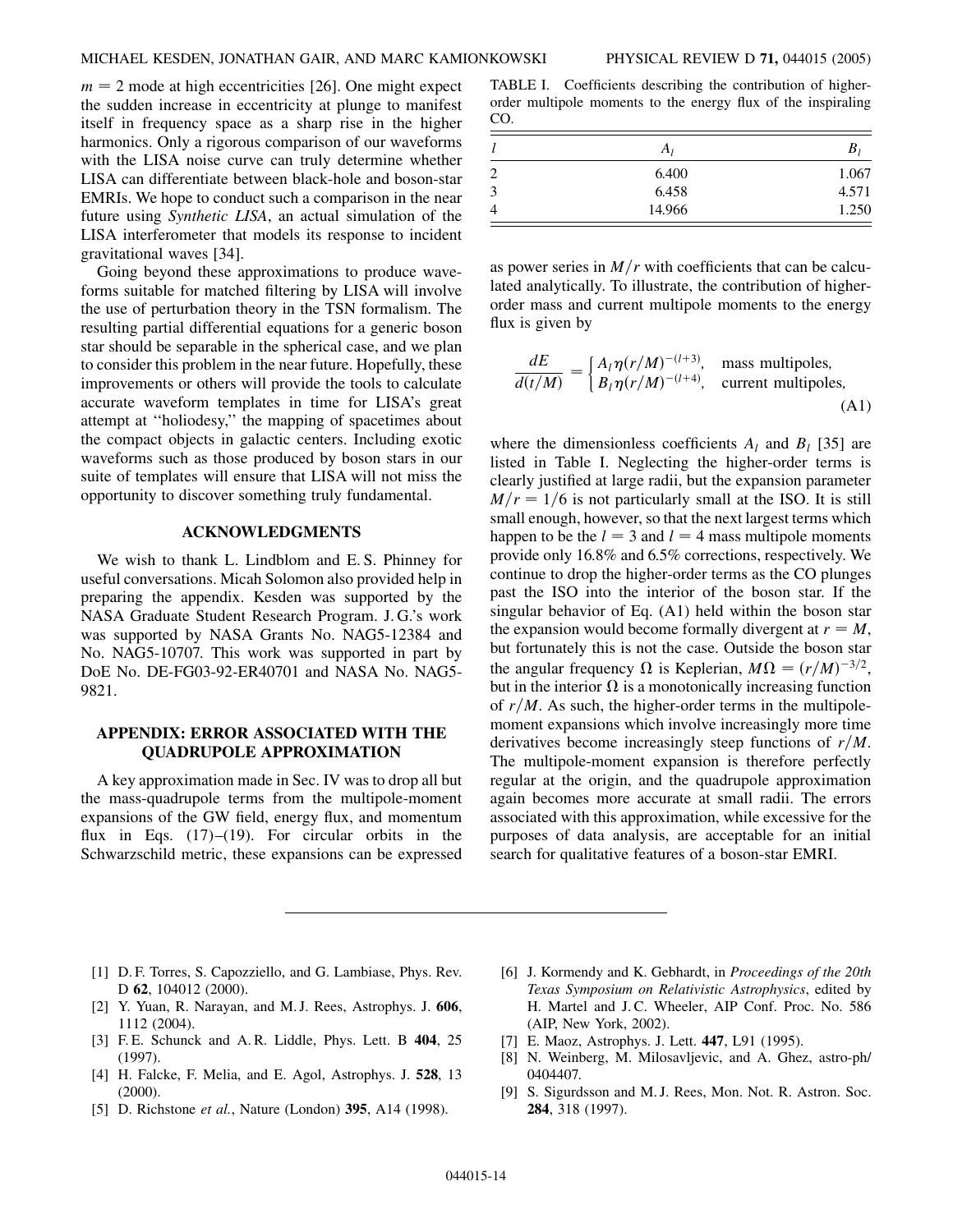$m = 2$ mode at high eccentricities [26]. One might expect the sudden increase in eccentricity at plunge to manifest itself in frequency space as a sharp rise in the higher harmonics. Only a rigorous comparison of our waveforms with the LISA noise curve can truly determine whether LISA can differentiate between black-hole and boson-star EMRIs. We hope to conduct such a comparison in the near future using *Synthetic LISA*, an actual simulation of the LISA interferometer that models its response to incident gravitational waves [34].

Going beyond these approximations to produce waveforms suitable for matched filtering by LISA will involve the use of perturbation theory in the TSN formalism. The resulting partial differential equations for a generic boson star should be separable in the spherical case, and we plan to consider this problem in the near future. Hopefully, these improvements or others will provide the tools to calculate accurate waveform templates in time for LISA's great attempt at "holiodesy," the mapping of spacetimes about the compact objects in galactic centers. Including exotic waveforms such as those produced by boson stars in our suite of templates will ensure that LISA will not miss the opportunity to discover something truly fundamental.

## ACKNOWLEDGMENTS

We wish to thank L. Lindblom and E. S. Phinney for useful conversations. Micah Solomon also provided help in preparing the appendix. Kesden was supported by the NASA Graduate Student Research Program. J. G.'s work was supported by NASA Grants No. NAG5-12384 and No. NAG5-10707. This work was supported in part by DoE No. DE-FG03-92-ER40701 and NASA No. NAG5-9821.

## APPENDIX: ERROR ASSOCIATED WITH THE QUADRUPOLE APPROXIMATION

A key approximation made in Sec. IV was to drop all but the mass-quadrupole terms from the multipole-moment expansions of the GW field, energy flux, and momentum flux in Eqs. (17)–(19). For circular orbits in the Schwarzschild metric, these expansions can be expressed as power series in $M/r$ with coefficients that can be calculated analytically. To illustrate, the contribution of higher-order mass and current multipole moments to the energy flux is given by

$$\frac{dE}{d(t/M)} = \begin{cases} A_l \eta (r/M)^{-(l+3)}, & \text{mass multipoles,} \\ B_l \eta (r/M)^{-(l+4)}, & \text{current multipoles,} \end{cases} \tag{A1}$$

where the dimensionless coefficients $A_l$ and $B_l$ [35] are listed in Table I. Neglecting the higher-order terms is clearly justified at large radii, but the expansion parameter $M/r = 1/6$ is not particularly small at the ISO. It is still small enough, however, so that the next largest terms which happen to be the $l = 3$ and $l = 4$ mass multipole moments provide only 16.8% and 6.5% corrections, respectively. We continue to drop the higher-order terms as the CO plunges past the ISO into the interior of the boson star. If the singular behavior of Eq. (A1) held within the boson star the expansion would become formally divergent at $r = M$, but fortunately this is not the case. Outside the boson star the angular frequency $\Omega$ is Keplerian, $M\Omega = (r/M)^{-3/2}$, but in the interior $\Omega$ is a monotonically increasing function of $r/M$. As such, the higher-order terms in the multipole-moment expansions which involve increasingly more time derivatives become increasingly steep functions of $r/M$. The multipole-moment expansion is therefore perfectly regular at the origin, and the quadrupole approximation again becomes more accurate at small radii. The errors associated with this approximation, while excessive for the purposes of data analysis, are acceptable for an initial search for qualitative features of a boson-star EMRI.

TABLE I. Coefficients describing the contribution of higher-order multipole moments to the energy flux of the inspiraling CO.

| $l$ | $A_l$ | $B_l$ |
|---|---|---|
| 2 | 6.400 | 1.067 |
| 3 | 6.458 | 4.571 |
| 4 | 14.966 | 1.250 |

[1] D. F. Torres, S. Capozziello, and G. Lambiase, Phys. Rev. D **62**, 104012 (2000).

[2] Y. Yuan, R. Narayan, and M. J. Rees, Astrophys. J. **606**, 1112 (2004).

[3] F. E. Schunck and A. R. Liddle, Phys. Lett. B **404**, 25 (1997).

[4] H. Falcke, F. Melia, and E. Agol, Astrophys. J. **528**, 13 (2000).

[5] D. Richstone *et al.*, Nature (London) **395**, A14 (1998).

[6] J. Kormendy and K. Gebhardt, in *Proceedings of the 20th Texas Symposium on Relativistic Astrophysics*, edited by H. Martel and J. C. Wheeler, AIP Conf. Proc. No. 586 (AIP, New York, 2002).

[7] E. Maoz, Astrophys. J. Lett. **447**, L91 (1995).

[8] N. Weinberg, M. Milosavljevic, and A. Ghez, astro-ph/0404407.

[9] S. Sigurdsson and M. J. Rees, Mon. Not. R. Astron. Soc. **284**, 318 (1997).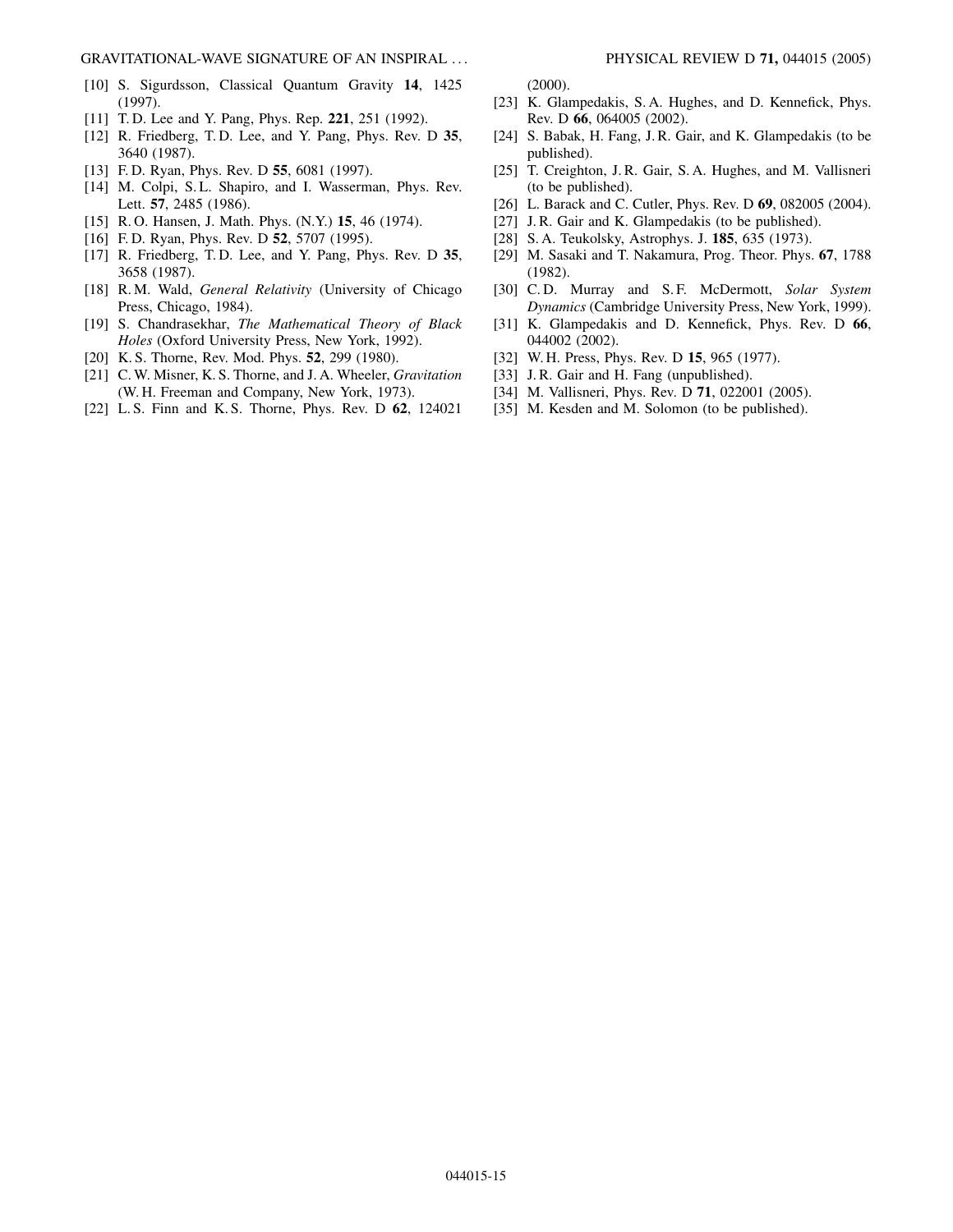[10] S. Sigurdsson, Classical Quantum Gravity **14**, 1425 (1997).

[11] T. D. Lee and Y. Pang, Phys. Rep. **221**, 251 (1992).

[12] R. Friedberg, T. D. Lee, and Y. Pang, Phys. Rev. D **35**, 3640 (1987).

[13] F. D. Ryan, Phys. Rev. D **55**, 6081 (1997).

[14] M. Colpi, S. L. Shapiro, and I. Wasserman, Phys. Rev. Lett. **57**, 2485 (1986).

[15] R. O. Hansen, J. Math. Phys. (N.Y.) **15**, 46 (1974).

[16] F. D. Ryan, Phys. Rev. D **52**, 5707 (1995).

[17] R. Friedberg, T. D. Lee, and Y. Pang, Phys. Rev. D **35**, 3658 (1987).

[18] R. M. Wald, *General Relativity* (University of Chicago Press, Chicago, 1984).

[19] S. Chandrasekhar, *The Mathematical Theory of Black Holes* (Oxford University Press, New York, 1992).

[20] K. S. Thorne, Rev. Mod. Phys. **52**, 299 (1980).

[21] C. W. Misner, K. S. Thorne, and J. A. Wheeler, *Gravitation* (W. H. Freeman and Company, New York, 1973).

[22] L. S. Finn and K. S. Thorne, Phys. Rev. D **62**, 124021 (2000).

[23] K. Glampedakis, S. A. Hughes, and D. Kennefick, Phys. Rev. D **66**, 064005 (2002).

[24] S. Babak, H. Fang, J. R. Gair, and K. Glampedakis (to be published).

[25] T. Creighton, J. R. Gair, S. A. Hughes, and M. Vallisneri (to be published).

[26] L. Barack and C. Cutler, Phys. Rev. D **69**, 082005 (2004).

[27] J. R. Gair and K. Glampedakis (to be published).

[28] S. A. Teukolsky, Astrophys. J. **185**, 635 (1973).

[29] M. Sasaki and T. Nakamura, Prog. Theor. Phys. **67**, 1788 (1982).

[30] C. D. Murray and S. F. McDermott, *Solar System Dynamics* (Cambridge University Press, New York, 1999).

[31] K. Glampedakis and D. Kennefick, Phys. Rev. D **66**, 044002 (2002).

[32] W. H. Press, Phys. Rev. D **15**, 965 (1977).

[33] J. R. Gair and H. Fang (unpublished).

[34] M. Vallisneri, Phys. Rev. D **71**, 022001 (2005).

[35] M. Kesden and M. Solomon (to be published).